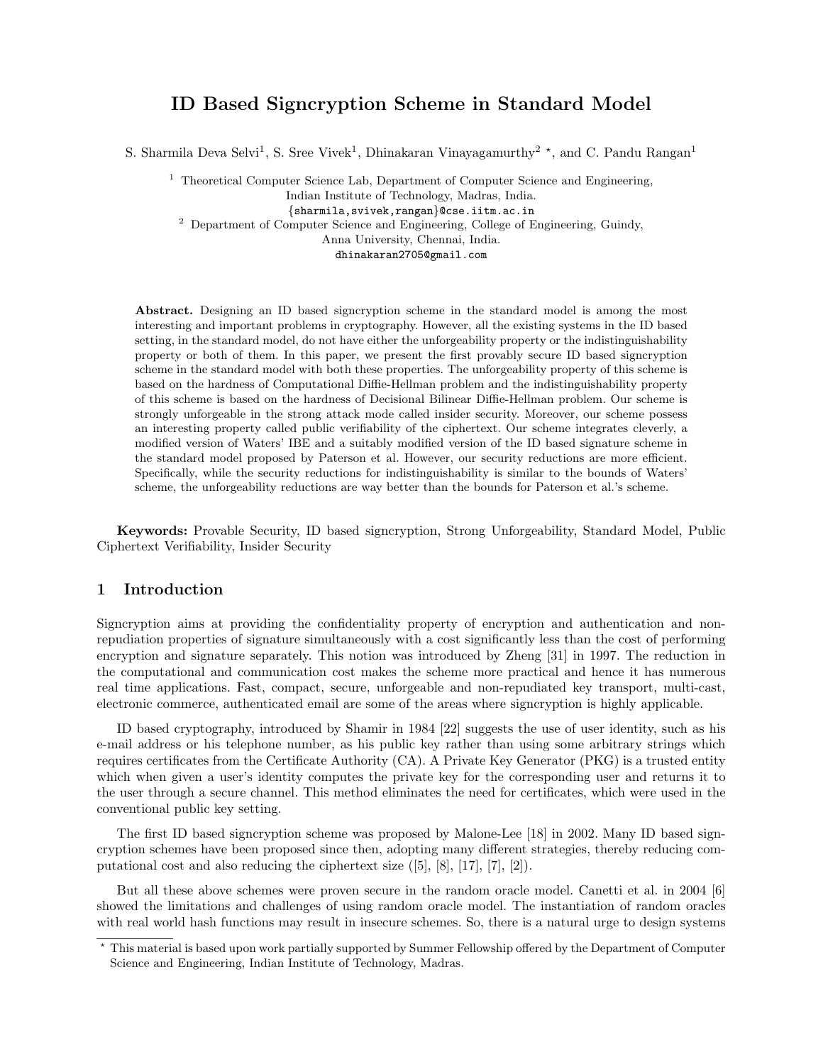# ID Based Signcryption Scheme in Standard Model

S. Sharmila Deva Selvi[1], S. Sree Vivek[1], Dhinakaran Vinayagamurthy[2] *, and C. Pandu Rangan[1]

[1] Theoretical Computer Science Lab, Department of Computer Science and Engineering, Indian Institute of Technology, Madras, India.
{sharmila,svivek,rangan}@cse.iitm.ac.in

[2] Department of Computer Science and Engineering, College of Engineering, Guindy, Anna University, Chennai, India.
dhinakaran2705@gmail.com

**Abstract.** Designing an ID based signcryption scheme in the standard model is among the most interesting and important problems in cryptography. However, all the existing systems in the ID based setting, in the standard model, do not have either the unforgeability property or the indistinguishability property or both of them. In this paper, we present the first provably secure ID based signcryption scheme in the standard model with both these properties. The unforgeability property of this scheme is based on the hardness of Computational Diffie-Hellman problem and the indistinguishability property of this scheme is based on the hardness of Decisional Bilinear Diffie-Hellman problem. Our scheme is strongly unforgeable in the strong attack mode called insider security. Moreover, our scheme possess an interesting property called public verifiability of the ciphertext. Our scheme integrates cleverly, a modified version of Waters' IBE and a suitably modified version of the ID based signature scheme in the standard model proposed by Paterson et al. However, our security reductions are more efficient. Specifically, while the security reductions for indistinguishability is similar to the bounds of Waters' scheme, the unforgeability reductions are way better than the bounds for Paterson et al.'s scheme.

**Keywords:** Provable Security, ID based signcryption, Strong Unforgeability, Standard Model, Public Ciphertext Verifiability, Insider Security

## 1 Introduction

Signcryption aims at providing the confidentiality property of encryption and authentication and non-repudiation properties of signature simultaneously with a cost significantly less than the cost of performing encryption and signature separately. This notion was introduced by Zheng [31] in 1997. The reduction in the computational and communication cost makes the scheme more practical and hence it has numerous real time applications. Fast, compact, secure, unforgeable and non-repudiated key transport, multi-cast, electronic commerce, authenticated email are some of the areas where signcryption is highly applicable.

ID based cryptography, introduced by Shamir in 1984 [22] suggests the use of user identity, such as his e-mail address or his telephone number, as his public key rather than using some arbitrary strings which requires certificates from the Certificate Authority (CA). A Private Key Generator (PKG) is a trusted entity which when given a user's identity computes the private key for the corresponding user and returns it to the user through a secure channel. This method eliminates the need for certificates, which were used in the conventional public key setting.

The first ID based signcryption scheme was proposed by Malone-Lee [18] in 2002. Many ID based signcryption schemes have been proposed since then, adopting many different strategies, thereby reducing computational cost and also reducing the ciphertext size ([5], [8], [17], [7], [2]).

But all these above schemes were proven secure in the random oracle model. Canetti et al. in 2004 [6] showed the limitations and challenges of using random oracle model. The instantiation of random oracles with real world hash functions may result in insecure schemes. So, there is a natural urge to design systems

* This material is based upon work partially supported by Summer Fellowship offered by the Department of Computer Science and Engineering, Indian Institute of Technology, Madras.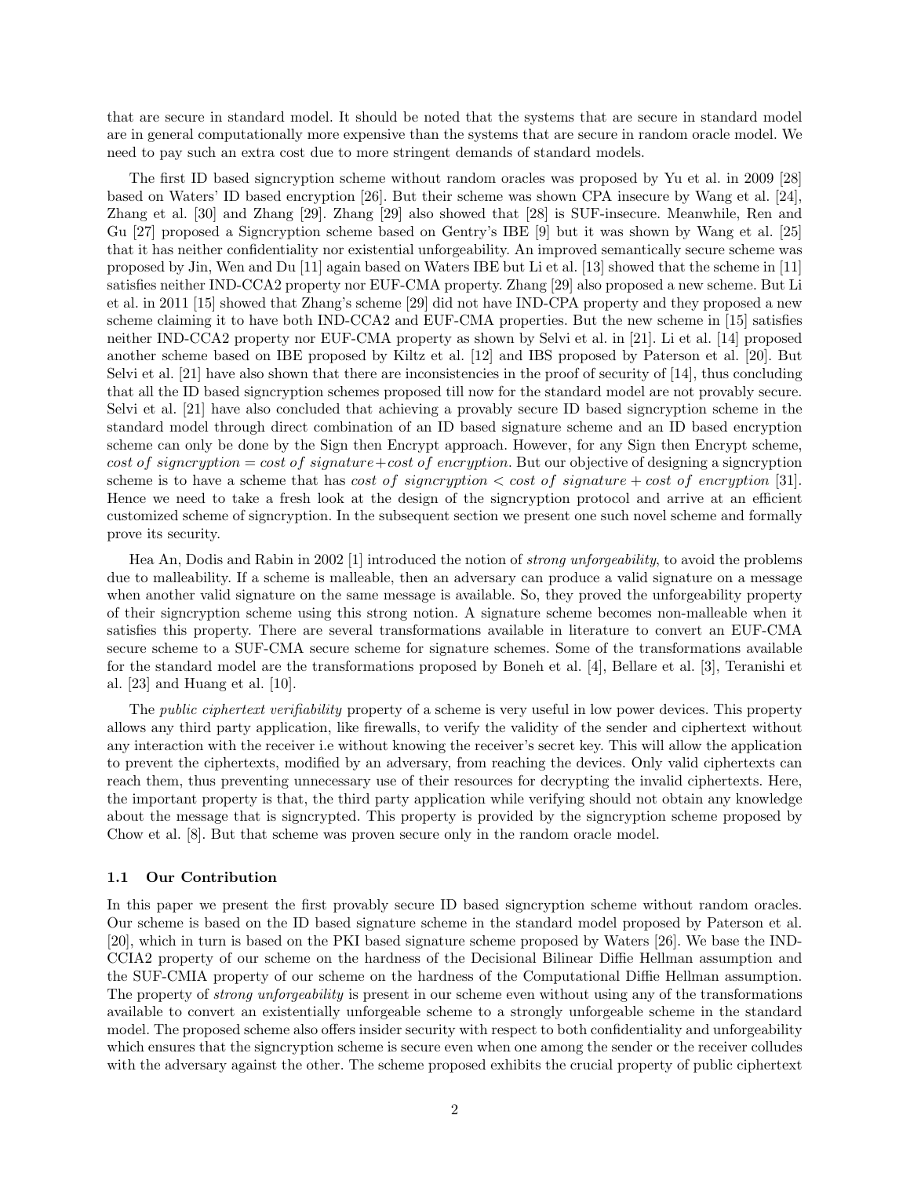that are secure in standard model. It should be noted that the systems that are secure in standard model are in general computationally more expensive than the systems that are secure in random oracle model. We need to pay such an extra cost due to more stringent demands of standard models.

The first ID based signcryption scheme without random oracles was proposed by Yu et al. in 2009 [28] based on Waters' ID based encryption [26]. But their scheme was shown CPA insecure by Wang et al. [24], Zhang et al. [30] and Zhang [29]. Zhang [29] also showed that [28] is SUF-insecure. Meanwhile, Ren and Gu [27] proposed a Signcryption scheme based on Gentry's IBE [9] but it was shown by Wang et al. [25] that it has neither confidentiality nor existential unforgeability. An improved semantically secure scheme was proposed by Jin, Wen and Du [11] again based on Waters IBE but Li et al. [13] showed that the scheme in [11] satisfies neither IND-CCA2 property nor EUF-CMA property. Zhang [29] also proposed a new scheme. But Li et al. in 2011 [15] showed that Zhang's scheme [29] did not have IND-CPA property and they proposed a new scheme claiming it to have both IND-CCA2 and EUF-CMA properties. But the new scheme in [15] satisfies neither IND-CCA2 property nor EUF-CMA property as shown by Selvi et al. in [21]. Li et al. [14] proposed another scheme based on IBE proposed by Kiltz et al. [12] and IBS proposed by Paterson et al. [20]. But Selvi et al. [21] have also shown that there are inconsistencies in the proof of security of [14], thus concluding that all the ID based signcryption schemes proposed till now for the standard model are not provably secure. Selvi et al. [21] have also concluded that achieving a provably secure ID based signcryption scheme in the standard model through direct combination of an ID based signature scheme and an ID based encryption scheme can only be done by the Sign then Encrypt approach. However, for any Sign then Encrypt scheme, $cost\ of\ signcryption = cost\ of\ signature + cost\ of\ encryption$. But our objective of designing a signcryption scheme is to have a scheme that has $cost\ of\ signcryption < cost\ of\ signature + cost\ of\ encryption$ [31]. Hence we need to take a fresh look at the design of the signcryption protocol and arrive at an efficient customized scheme of signcryption. In the subsequent section we present one such novel scheme and formally prove its security.

Hea An, Dodis and Rabin in 2002 [1] introduced the notion of *strong unforgeability*, to avoid the problems due to malleability. If a scheme is malleable, then an adversary can produce a valid signature on a message when another valid signature on the same message is available. So, they proved the unforgeability property of their signcryption scheme using this strong notion. A signature scheme becomes non-malleable when it satisfies this property. There are several transformations available in literature to convert an EUF-CMA secure scheme to a SUF-CMA secure scheme for signature schemes. Some of the transformations available for the standard model are the transformations proposed by Boneh et al. [4], Bellare et al. [3], Teranishi et al. [23] and Huang et al. [10].

The *public ciphertext verifiability* property of a scheme is very useful in low power devices. This property allows any third party application, like firewalls, to verify the validity of the sender and ciphertext without any interaction with the receiver i.e without knowing the receiver's secret key. This will allow the application to prevent the ciphertexts, modified by an adversary, from reaching the devices. Only valid ciphertexts can reach them, thus preventing unnecessary use of their resources for decrypting the invalid ciphertexts. Here, the important property is that, the third party application while verifying should not obtain any knowledge about the message that is signcrypted. This property is provided by the signcryption scheme proposed by Chow et al. [8]. But that scheme was proven secure only in the random oracle model.

### 1.1 Our Contribution

In this paper we present the first provably secure ID based signcryption scheme without random oracles. Our scheme is based on the ID based signature scheme in the standard model proposed by Paterson et al. [20], which in turn is based on the PKI based signature scheme proposed by Waters [26]. We base the IND-CCIA2 property of our scheme on the hardness of the Decisional Bilinear Diffie Hellman assumption and the SUF-CMIA property of our scheme on the hardness of the Computational Diffie Hellman assumption. The property of *strong unforgeability* is present in our scheme even without using any of the transformations available to convert an existentially unforgeable scheme to a strongly unforgeable scheme in the standard model. The proposed scheme also offers insider security with respect to both confidentiality and unforgeability which ensures that the signcryption scheme is secure even when one among the sender or the receiver colludes with the adversary against the other. The scheme proposed exhibits the crucial property of public ciphertext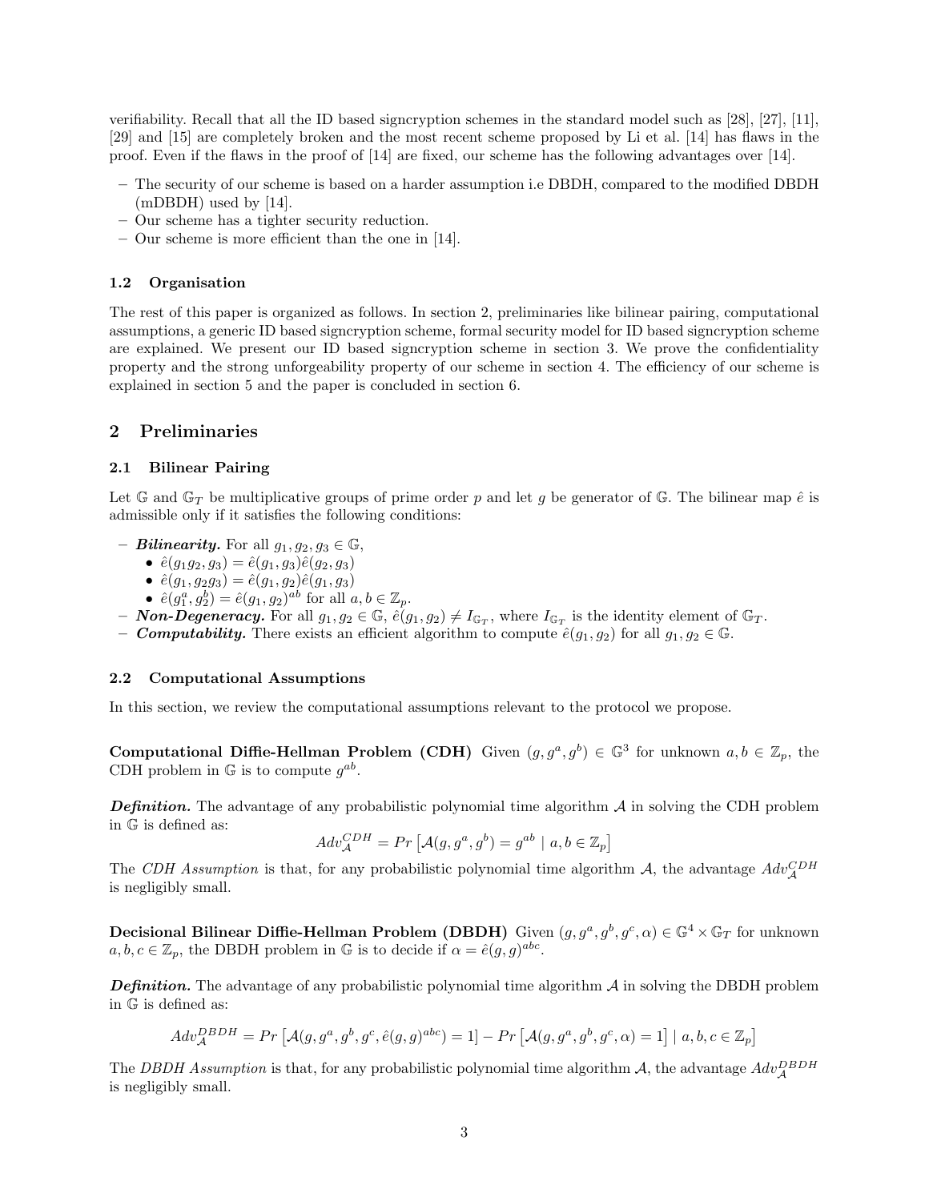verifiability. Recall that all the ID based signcryption schemes in the standard model such as [28], [27], [11], [29] and [15] are completely broken and the most recent scheme proposed by Li et al. [14] has flaws in the proof. Even if the flaws in the proof of [14] are fixed, our scheme has the following advantages over [14].

- The security of our scheme is based on a harder assumption i.e DBDH, compared to the modified DBDH (mDBDH) used by [14].
- Our scheme has a tighter security reduction.
- Our scheme is more efficient than the one in [14].

### 1.2 Organisation

The rest of this paper is organized as follows. In section 2, preliminaries like bilinear pairing, computational assumptions, a generic ID based signcryption scheme, formal security model for ID based signcryption scheme are explained. We present our ID based signcryption scheme in section 3. We prove the confidentiality property and the strong unforgeability property of our scheme in section 4. The efficiency of our scheme is explained in section 5 and the paper is concluded in section 6.

## 2 Preliminaries

### 2.1 Bilinear Pairing

Let $\mathbb{G}$ and $\mathbb{G}_T$ be multiplicative groups of prime order $p$ and let $g$ be generator of $\mathbb{G}$. The bilinear map $\hat{e}$ is admissible only if it satisfies the following conditions:

- ***Bilinearity.*** For all $g_1, g_2, g_3 \in \mathbb{G}$,
  - $\hat{e}(g_1 g_2, g_3) = \hat{e}(g_1, g_3)\hat{e}(g_2, g_3)$
  - $\hat{e}(g_1, g_2 g_3) = \hat{e}(g_1, g_2)\hat{e}(g_1, g_3)$
  - $\hat{e}(g_1^a, g_2^b) = \hat{e}(g_1, g_2)^{ab}$ for all $a, b \in \mathbb{Z}_p$.
- ***Non-Degeneracy.*** For all $g_1, g_2 \in \mathbb{G}$, $\hat{e}(g_1, g_2) \neq I_{\mathbb{G}_T}$, where $I_{\mathbb{G}_T}$ is the identity element of $\mathbb{G}_T$.
- ***Computability.*** There exists an efficient algorithm to compute $\hat{e}(g_1, g_2)$ for all $g_1, g_2 \in \mathbb{G}$.

### 2.2 Computational Assumptions

In this section, we review the computational assumptions relevant to the protocol we propose.

**Computational Diffie-Hellman Problem (CDH)** Given $(g, g^a, g^b) \in \mathbb{G}^3$ for unknown $a, b \in \mathbb{Z}_p$, the CDH problem in $\mathbb{G}$ is to compute $g^{ab}$.

***Definition.*** The advantage of any probabilistic polynomial time algorithm $\mathcal{A}$ in solving the CDH problem in $\mathbb{G}$ is defined as:

$$Adv_{\mathcal{A}}^{CDH} = Pr\left[\mathcal{A}(g, g^a, g^b) = g^{ab} \mid a, b \in \mathbb{Z}_p\right]$$

The *CDH Assumption* is that, for any probabilistic polynomial time algorithm $\mathcal{A}$, the advantage $Adv_{\mathcal{A}}^{CDH}$ is negligibly small.

**Decisional Bilinear Diffie-Hellman Problem (DBDH)** Given $(g, g^a, g^b, g^c, \alpha) \in \mathbb{G}^4 \times \mathbb{G}_T$ for unknown $a, b, c \in \mathbb{Z}_p$, the DBDH problem in $\mathbb{G}$ is to decide if $\alpha = \hat{e}(g, g)^{abc}$.

***Definition.*** The advantage of any probabilistic polynomial time algorithm $\mathcal{A}$ in solving the DBDH problem in $\mathbb{G}$ is defined as:

$$Adv_{\mathcal{A}}^{DBDH} = Pr\left[\mathcal{A}(g, g^a, g^b, g^c, \hat{e}(g, g)^{abc}) = 1\right] - Pr\left[\mathcal{A}(g, g^a, g^b, g^c, \alpha) = 1\right] \mid a, b, c \in \mathbb{Z}_p$$

The *DBDH Assumption* is that, for any probabilistic polynomial time algorithm $\mathcal{A}$, the advantage $Adv_{\mathcal{A}}^{DBDH}$ is negligibly small.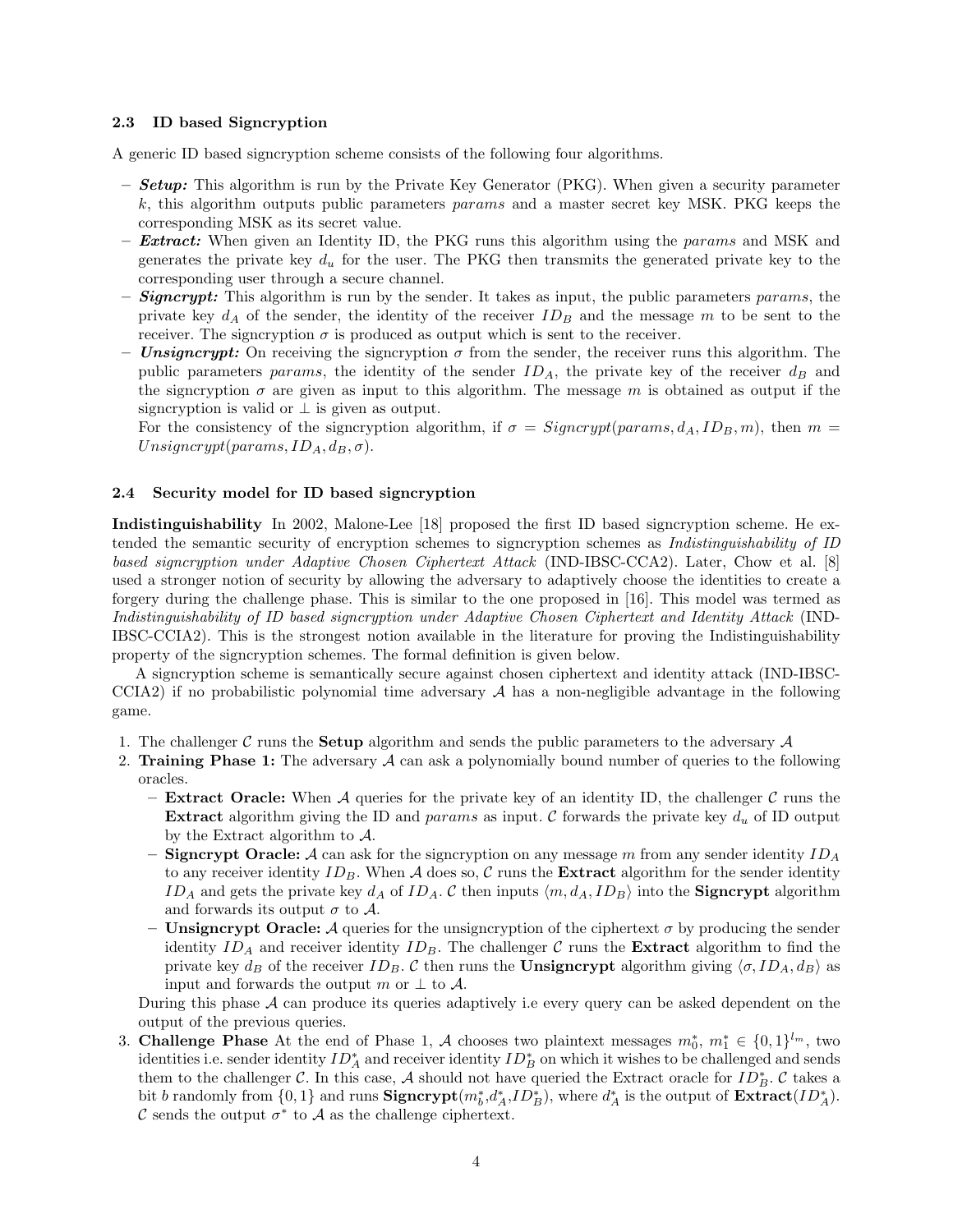### 2.3 ID based Signcryption

A generic ID based signcryption scheme consists of the following four algorithms.

- ***Setup:*** This algorithm is run by the Private Key Generator (PKG). When given a security parameter $k$, this algorithm outputs public parameters *params* and a master secret key MSK. PKG keeps the corresponding MSK as its secret value.
- ***Extract:*** When given an Identity ID, the PKG runs this algorithm using the *params* and MSK and generates the private key $d_u$ for the user. The PKG then transmits the generated private key to the corresponding user through a secure channel.
- ***Signcrypt:*** This algorithm is run by the sender. It takes as input, the public parameters *params*, the private key $d_A$ of the sender, the identity of the receiver $ID_B$ and the message $m$ to be sent to the receiver. The signcryption $\sigma$ is produced as output which is sent to the receiver.
- ***Unsigncrypt:*** On receiving the signcryption $\sigma$ from the sender, the receiver runs this algorithm. The public parameters *params*, the identity of the sender $ID_A$, the private key of the receiver $d_B$ and the signcryption $\sigma$ are given as input to this algorithm. The message $m$ is obtained as output if the signcryption is valid or $\perp$ is given as output.
  For the consistency of the signcryption algorithm, if $\sigma = Signcrypt(params, d_A, ID_B, m)$, then $m = Unsigncrypt(params, ID_A, d_B, \sigma)$.

### 2.4 Security model for ID based signcryption

**Indistinguishability** In 2002, Malone-Lee [18] proposed the first ID based signcryption scheme. He extended the semantic security of encryption schemes to signcryption schemes as *Indistinguishability of ID based signcryption under Adaptive Chosen Ciphertext Attack* (IND-IBSC-CCA2). Later, Chow et al. [8] used a stronger notion of security by allowing the adversary to adaptively choose the identities to create a forgery during the challenge phase. This is similar to the one proposed in [16]. This model was termed as *Indistinguishability of ID based signcryption under Adaptive Chosen Ciphertext and Identity Attack* (IND-IBSC-CCIA2). This is the strongest notion available in the literature for proving the Indistinguishability property of the signcryption schemes. The formal definition is given below.

A signcryption scheme is semantically secure against chosen ciphertext and identity attack (IND-IBSC-CCIA2) if no probabilistic polynomial time adversary $\mathcal{A}$ has a non-negligible advantage in the following game.

1. The challenger $\mathcal{C}$ runs the **Setup** algorithm and sends the public parameters to the adversary $\mathcal{A}$
2. **Training Phase 1:** The adversary $\mathcal{A}$ can ask a polynomially bound number of queries to the following oracles.
   - **Extract Oracle:** When $\mathcal{A}$ queries for the private key of an identity ID, the challenger $\mathcal{C}$ runs the **Extract** algorithm giving the ID and *params* as input. $\mathcal{C}$ forwards the private key $d_u$ of ID output by the Extract algorithm to $\mathcal{A}$.
   - **Signcrypt Oracle:** $\mathcal{A}$ can ask for the signcryption on any message $m$ from any sender identity $ID_A$ to any receiver identity $ID_B$. When $\mathcal{A}$ does so, $\mathcal{C}$ runs the **Extract** algorithm for the sender identity $ID_A$ and gets the private key $d_A$ of $ID_A$. $\mathcal{C}$ then inputs $\langle m, d_A, ID_B\rangle$ into the **Signcrypt** algorithm and forwards its output $\sigma$ to $\mathcal{A}$.
   - **Unsigncrypt Oracle:** $\mathcal{A}$ queries for the unsigncryption of the ciphertext $\sigma$ by producing the sender identity $ID_A$ and receiver identity $ID_B$. The challenger $\mathcal{C}$ runs the **Extract** algorithm to find the private key $d_B$ of the receiver $ID_B$. $\mathcal{C}$ then runs the **Unsigncrypt** algorithm giving $\langle \sigma, ID_A, d_B\rangle$ as input and forwards the output $m$ or $\perp$ to $\mathcal{A}$.

   During this phase $\mathcal{A}$ can produce its queries adaptively i.e every query can be asked dependent on the output of the previous queries.
3. **Challenge Phase** At the end of Phase 1, $\mathcal{A}$ chooses two plaintext messages $m_0^*$, $m_1^* \in \{0,1\}^{l_m}$, two identities i.e. sender identity $ID_A^*$ and receiver identity $ID_B^*$ on which it wishes to be challenged and sends them to the challenger $\mathcal{C}$. In this case, $\mathcal{A}$ should not have queried the Extract oracle for $ID_B^*$. $\mathcal{C}$ takes a bit $b$ randomly from $\{0,1\}$ and runs **Signcrypt**$(m_b^*, d_A^*, ID_B^*)$, where $d_A^*$ is the output of **Extract**$(ID_A^*)$. $\mathcal{C}$ sends the output $\sigma^*$ to $\mathcal{A}$ as the challenge ciphertext.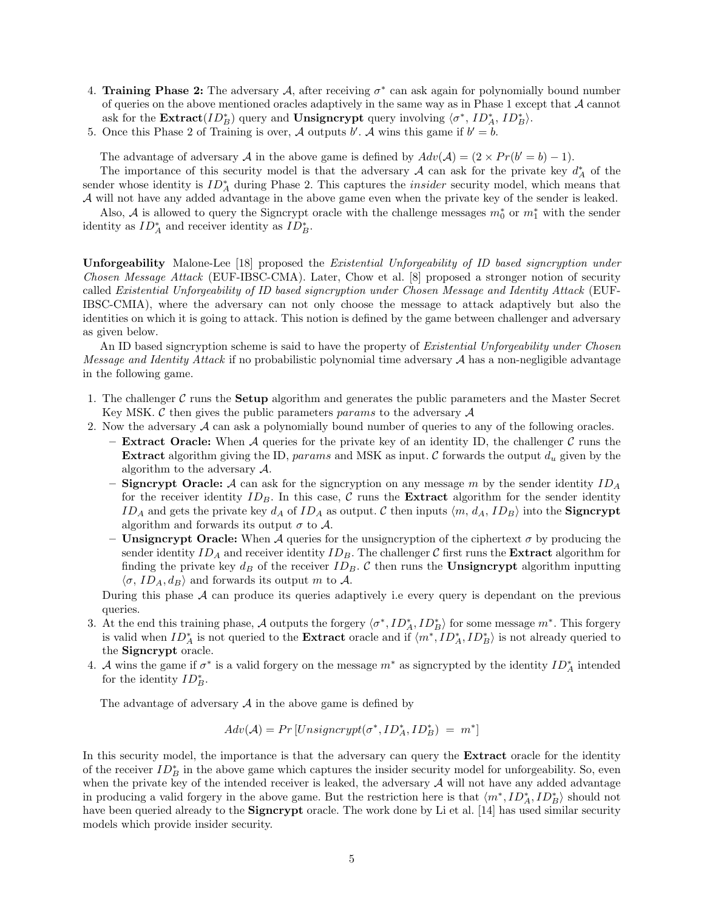4. **Training Phase 2:** The adversary $\mathcal{A}$, after receiving $\sigma^*$ can ask again for polynomially bound number of queries on the above mentioned oracles adaptively in the same way as in Phase 1 except that $\mathcal{A}$ cannot ask for the **Extract**($ID_B^*$) query and **Unsigncrypt** query involving $\langle \sigma^*, ID_A^*, ID_B^* \rangle$.
5. Once this Phase 2 of Training is over, $\mathcal{A}$ outputs $b'$. $\mathcal{A}$ wins this game if $b' = b$.

The advantage of adversary $\mathcal{A}$ in the above game is defined by $Adv(\mathcal{A}) = (2 \times Pr(b' = b) - 1)$.

The importance of this security model is that the adversary $\mathcal{A}$ can ask for the private key $d_A^*$ of the sender whose identity is $ID_A^*$ during Phase 2. This captures the *insider* security model, which means that $\mathcal{A}$ will not have any added advantage in the above game even when the private key of the sender is leaked.

Also, $\mathcal{A}$ is allowed to query the Signcrypt oracle with the challenge messages $m_0^*$ or $m_1^*$ with the sender identity as $ID_A^*$ and receiver identity as $ID_B^*$.

**Unforgeability** Malone-Lee [18] proposed the *Existential Unforgeability of ID based signcryption under Chosen Message Attack* (EUF-IBSC-CMA). Later, Chow et al. [8] proposed a stronger notion of security called *Existential Unforgeability of ID based signcryption under Chosen Message and Identity Attack* (EUF-IBSC-CMIA), where the adversary can not only choose the message to attack adaptively but also the identities on which it is going to attack. This notion is defined by the game between challenger and adversary as given below.

An ID based signcryption scheme is said to have the property of *Existential Unforgeability under Chosen Message and Identity Attack* if no probabilistic polynomial time adversary $\mathcal{A}$ has a non-negligible advantage in the following game.

1. The challenger $\mathcal{C}$ runs the **Setup** algorithm and generates the public parameters and the Master Secret Key MSK. $\mathcal{C}$ then gives the public parameters *params* to the adversary $\mathcal{A}$
2. Now the adversary $\mathcal{A}$ can ask a polynomially bound number of queries to any of the following oracles.
   - **Extract Oracle:** When $\mathcal{A}$ queries for the private key of an identity ID, the challenger $\mathcal{C}$ runs the **Extract** algorithm giving the ID, *params* and MSK as input. $\mathcal{C}$ forwards the output $d_u$ given by the algorithm to the adversary $\mathcal{A}$.
   - **Signcrypt Oracle:** $\mathcal{A}$ can ask for the signcryption on any message $m$ by the sender identity $ID_A$ for the receiver identity $ID_B$. In this case, $\mathcal{C}$ runs the **Extract** algorithm for the sender identity $ID_A$ and gets the private key $d_A$ of $ID_A$ as output. $\mathcal{C}$ then inputs $\langle m, d_A, ID_B \rangle$ into the **Signcrypt** algorithm and forwards its output $\sigma$ to $\mathcal{A}$.
   - **Unsigncrypt Oracle:** When $\mathcal{A}$ queries for the unsigncryption of the ciphertext $\sigma$ by producing the sender identity $ID_A$ and receiver identity $ID_B$. The challenger $\mathcal{C}$ first runs the **Extract** algorithm for finding the private key $d_B$ of the receiver $ID_B$. $\mathcal{C}$ then runs the **Unsigncrypt** algorithm inputting $\langle \sigma, ID_A, d_B \rangle$ and forwards its output $m$ to $\mathcal{A}$.

   During this phase $\mathcal{A}$ can produce its queries adaptively i.e every query is dependant on the previous queries.
3. At the end this training phase, $\mathcal{A}$ outputs the forgery $\langle \sigma^*, ID_A^*, ID_B^* \rangle$ for some message $m^*$. This forgery is valid when $ID_A^*$ is not queried to the **Extract** oracle and if $\langle m^*, ID_A^*, ID_B^* \rangle$ is not already queried to the **Signcrypt** oracle.
4. $\mathcal{A}$ wins the game if $\sigma^*$ is a valid forgery on the message $m^*$ as signcrypted by the identity $ID_A^*$ intended for the identity $ID_B^*$.

The advantage of adversary $\mathcal{A}$ in the above game is defined by

$$Adv(\mathcal{A}) = Pr\left[Unsigncrypt(\sigma^*, ID_A^*, ID_B^*) \ = \ m^*\right]$$

In this security model, the importance is that the adversary can query the **Extract** oracle for the identity of the receiver $ID_B^*$ in the above game which captures the insider security model for unforgeability. So, even when the private key of the intended receiver is leaked, the adversary $\mathcal{A}$ will not have any added advantage in producing a valid forgery in the above game. But the restriction here is that $\langle m^*, ID_A^*, ID_B^* \rangle$ should not have been queried already to the **Signcrypt** oracle. The work done by Li et al. [14] has used similar security models which provide insider security.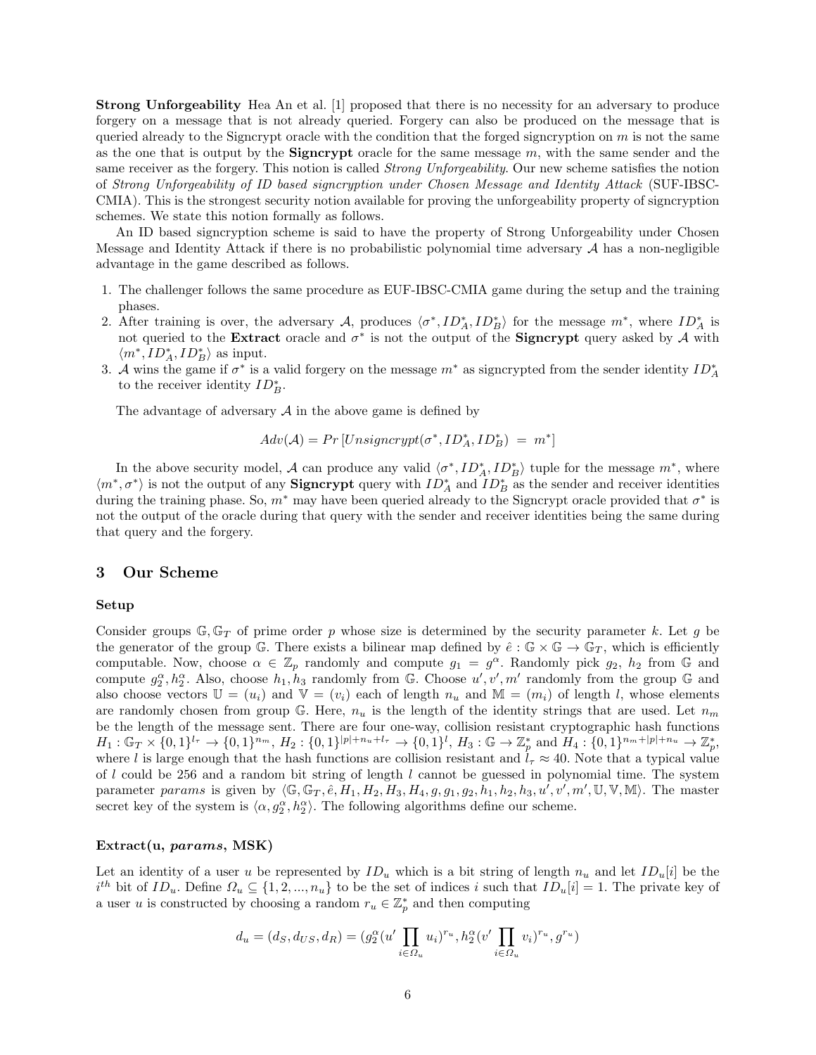**Strong Unforgeability** Hea An et al. [1] proposed that there is no necessity for an adversary to produce forgery on a message that is not already queried. Forgery can also be produced on the message that is queried already to the Signcrypt oracle with the condition that the forged signcryption on $m$ is not the same as the one that is output by the **Signcrypt** oracle for the same message $m$, with the same sender and the same receiver as the forgery. This notion is called *Strong Unforgeability*. Our new scheme satisfies the notion of *Strong Unforgeability of ID based signcryption under Chosen Message and Identity Attack* (SUF-IBSC-CMIA). This is the strongest security notion available for proving the unforgeability property of signcryption schemes. We state this notion formally as follows.

An ID based signcryption scheme is said to have the property of Strong Unforgeability under Chosen Message and Identity Attack if there is no probabilistic polynomial time adversary $\mathcal{A}$ has a non-negligible advantage in the game described as follows.

1. The challenger follows the same procedure as EUF-IBSC-CMIA game during the setup and the training phases.
2. After training is over, the adversary $\mathcal{A}$, produces $\langle \sigma^*, ID_A^*, ID_B^* \rangle$ for the message $m^*$, where $ID_A^*$ is not queried to the **Extract** oracle and $\sigma^*$ is not the output of the **Signcrypt** query asked by $\mathcal{A}$ with $\langle m^*, ID_A^*, ID_B^* \rangle$ as input.
3. $\mathcal{A}$ wins the game if $\sigma^*$ is a valid forgery on the message $m^*$ as signcrypted from the sender identity $ID_A^*$ to the receiver identity $ID_B^*$.

The advantage of adversary $\mathcal{A}$ in the above game is defined by

$$Adv(\mathcal{A}) = Pr\left[Unsigncrypt(\sigma^*, ID_A^*, ID_B^*) \ = \ m^*\right]$$

In the above security model, $\mathcal{A}$ can produce any valid $\langle \sigma^*, ID_A^*, ID_B^* \rangle$ tuple for the message $m^*$, where $\langle m^*, \sigma^* \rangle$ is not the output of any **Signcrypt** query with $ID_A^*$ and $ID_B^*$ as the sender and receiver identities during the training phase. So, $m^*$ may have been queried already to the Signcrypt oracle provided that $\sigma^*$ is not the output of the oracle during that query with the sender and receiver identities being the same during that query and the forgery.

## 3 Our Scheme

### Setup

Consider groups $\mathbb{G}, \mathbb{G}_T$ of prime order $p$ whose size is determined by the security parameter $k$. Let $g$ be the generator of the group $\mathbb{G}$. There exists a bilinear map defined by $\hat{e} : \mathbb{G} \times \mathbb{G} \rightarrow \mathbb{G}_T$, which is efficiently computable. Now, choose $\alpha \in \mathbb{Z}_p$ randomly and compute $g_1 = g^\alpha$. Randomly pick $g_2$, $h_2$ from $\mathbb{G}$ and compute $g_2^\alpha, h_2^\alpha$. Also, choose $h_1, h_3$ randomly from $\mathbb{G}$. Choose $u', v', m'$ randomly from the group $\mathbb{G}$ and also choose vectors $\mathbb{U} = (u_i)$ and $\mathbb{V} = (v_i)$ each of length $n_u$ and $\mathbb{M} = (m_i)$ of length $l$, whose elements are randomly chosen from group $\mathbb{G}$. Here, $n_u$ is the length of the identity strings that are used. Let $n_m$ be the length of the message sent. There are four one-way, collision resistant cryptographic hash functions $H_1 : \mathbb{G}_T \times \{0,1\}^{l_\tau} \rightarrow \{0,1\}^{n_m}$, $H_2 : \{0,1\}^{|p|+n_u+l_\tau} \rightarrow \{0,1\}^l$, $H_3 : \mathbb{G} \rightarrow \mathbb{Z}_p^*$ and $H_4 : \{0,1\}^{n_m+|p|+n_u} \rightarrow \mathbb{Z}_p^*$, where $l$ is large enough that the hash functions are collision resistant and $l_\tau \approx 40$. Note that a typical value of $l$ could be 256 and a random bit string of length $l$ cannot be guessed in polynomial time. The system parameter *params* is given by $\langle \mathbb{G}, \mathbb{G}_T, \hat{e}, H_1, H_2, H_3, H_4, g, g_1, g_2, h_1, h_2, h_3, u', v', m', \mathbb{U}, \mathbb{V}, \mathbb{M} \rangle$. The master secret key of the system is $\langle \alpha, g_2^\alpha, h_2^\alpha \rangle$. The following algorithms define our scheme.

### Extract(u, *params*, MSK)

Let an identity of a user $u$ be represented by $ID_u$ which is a bit string of length $n_u$ and let $ID_u[i]$ be the $i^{th}$ bit of $ID_u$. Define $\Omega_u \subseteq \{1, 2, ..., n_u\}$ to be the set of indices $i$ such that $ID_u[i] = 1$. The private key of a user $u$ is constructed by choosing a random $r_u \in \mathbb{Z}_p^*$ and then computing

$$d_u = (d_S, d_{US}, d_R) = (g_2^\alpha (u' \prod_{i \in \Omega_u} u_i)^{r_u}, h_2^\alpha (v' \prod_{i \in \Omega_u} v_i)^{r_u}, g^{r_u})$$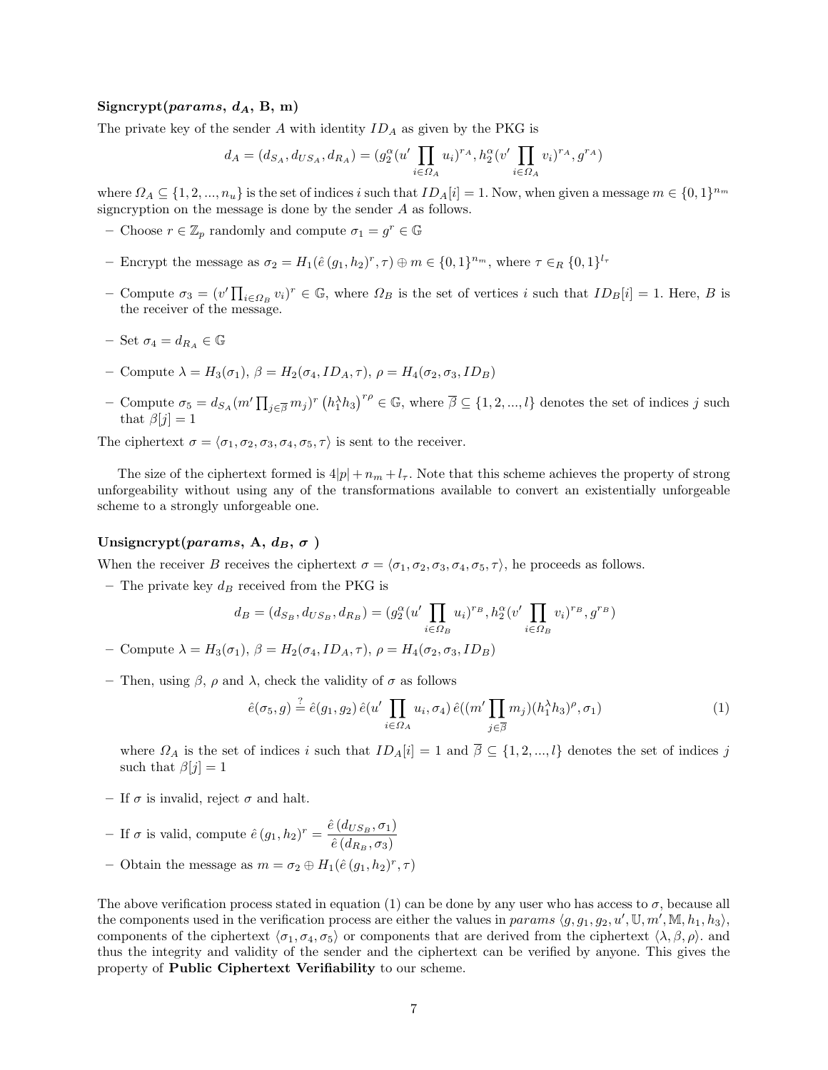**Signcrypt($params$, $d_A$, B, m)**

The private key of the sender $A$ with identity $ID_A$ as given by the PKG is

$$d_A = (d_{S_A}, d_{US_A}, d_{R_A}) = (g_2^{\alpha}(u' \prod_{i \in \Omega_A} u_i)^{r_A}, h_2^{\alpha}(v' \prod_{i \in \Omega_A} v_i)^{r_A}, g^{r_A})$$

where $\Omega_A \subseteq \{1, 2, ..., n_u\}$ is the set of indices $i$ such that $ID_A[i] = 1$. Now, when given a message $m \in \{0,1\}^{n_m}$ signcryption on the message is done by the sender $A$ as follows.

- Choose $r \in \mathbb{Z}_p$ randomly and compute $\sigma_1 = g^r \in \mathbb{G}$
- Encrypt the message as $\sigma_2 = H_1(\hat{e}\,(g_1, h_2)^r, \tau) \oplus m \in \{0,1\}^{n_m}$, where $\tau \in_R \{0,1\}^{l_\tau}$
- Compute $\sigma_3 = (v' \prod_{i \in \Omega_B} v_i)^r \in \mathbb{G}$, where $\Omega_B$ is the set of vertices $i$ such that $ID_B[i] = 1$. Here, $B$ is the receiver of the message.
- Set $\sigma_4 = d_{R_A} \in \mathbb{G}$
- Compute $\lambda = H_3(\sigma_1)$, $\beta = H_2(\sigma_4, ID_A, \tau)$, $\rho = H_4(\sigma_2, \sigma_3, ID_B)$
- Compute $\sigma_5 = d_{S_A}(m' \prod_{j \in \overline{\beta}} m_j)^r \left(h_1^{\lambda} h_3\right)^{r\rho} \in \mathbb{G}$, where $\overline{\beta} \subseteq \{1, 2, ..., l\}$ denotes the set of indices $j$ such that $\beta[j] = 1$

The ciphertext $\sigma = \langle \sigma_1, \sigma_2, \sigma_3, \sigma_4, \sigma_5, \tau \rangle$ is sent to the receiver.

The size of the ciphertext formed is $4|p| + n_m + l_\tau$. Note that this scheme achieves the property of strong unforgeability without using any of the transformations available to convert an existentially unforgeable scheme to a strongly unforgeable one.

**Unsigncrypt($params$, A, $d_B$, $\sigma$ )**

When the receiver $B$ receives the ciphertext $\sigma = \langle \sigma_1, \sigma_2, \sigma_3, \sigma_4, \sigma_5, \tau \rangle$, he proceeds as follows.

- The private key $d_B$ received from the PKG is

$$d_B = (d_{S_B}, d_{US_B}, d_{R_B}) = (g_2^{\alpha}(u' \prod_{i \in \Omega_B} u_i)^{r_B}, h_2^{\alpha}(v' \prod_{i \in \Omega_A} v_i)^{r_B}, g^{r_B})$$

- Compute $\lambda = H_3(\sigma_1)$, $\beta = H_2(\sigma_4, ID_A, \tau)$, $\rho = H_4(\sigma_2, \sigma_3, ID_B)$
- Then, using $\beta$, $\rho$ and $\lambda$, check the validity of $\sigma$ as follows

$$\hat{e}(\sigma_5, g) \stackrel{?}{=} \hat{e}(g_1, g_2)\, \hat{e}(u' \prod_{i \in \Omega_A} u_i, \sigma_4)\, \hat{e}((m' \prod_{j \in \overline{\beta}} m_j)(h_1^{\lambda} h_3)^{\rho}, \sigma_1) \qquad (1)$$

  where $\Omega_A$ is the set of indices $i$ such that $ID_A[i] = 1$ and $\overline{\beta} \subseteq \{1, 2, ..., l\}$ denotes the set of indices $j$ such that $\beta[j] = 1$

- If $\sigma$ is invalid, reject $\sigma$ and halt.
- If $\sigma$ is valid, compute $\hat{e}\,(g_1, h_2)^r = \dfrac{\hat{e}\,(d_{US_B}, \sigma_1)}{\hat{e}\,(d_{R_B}, \sigma_3)}$
- Obtain the message as $m = \sigma_2 \oplus H_1(\hat{e}\,(g_1, h_2)^r, \tau)$

The above verification process stated in equation (1) can be done by any user who has access to $\sigma$, because all the components used in the verification process are either the values in $params$ $\langle g, g_1, g_2, u', \mathbb{U}, m', \mathbb{M}, h_1, h_3 \rangle$, components of the ciphertext $\langle \sigma_1, \sigma_4, \sigma_5 \rangle$ or components that are derived from the ciphertext $\langle \lambda, \beta, \rho \rangle$. and thus the integrity and validity of the sender and the ciphertext can be verified by anyone. This gives the property of **Public Ciphertext Verifiability** to our scheme.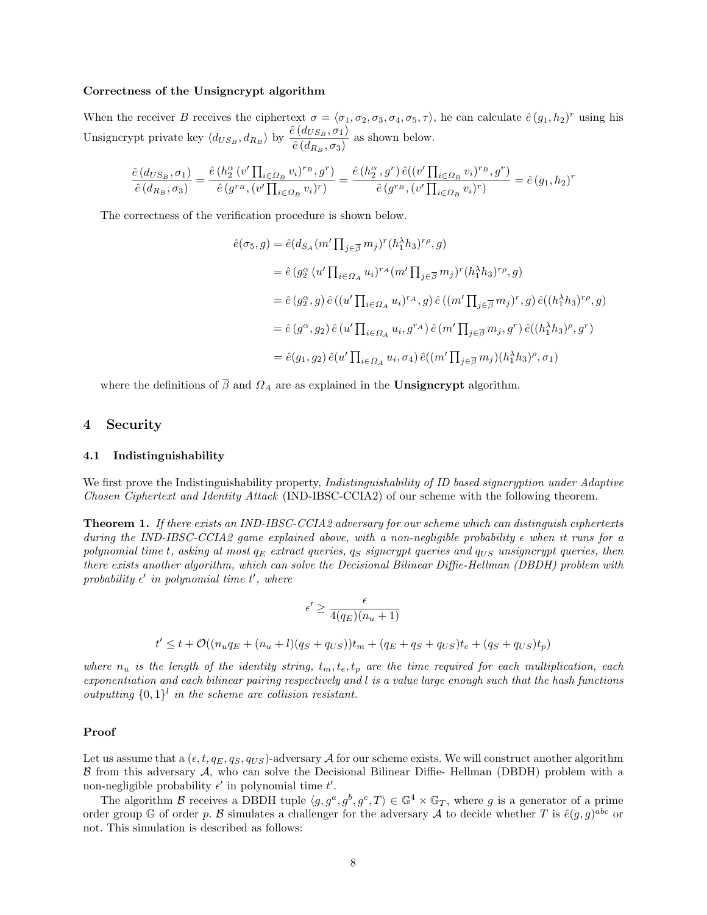**Correctness of the Unsigncrypt algorithm**

When the receiver $B$ receives the ciphertext $\sigma = \langle \sigma_1, \sigma_2, \sigma_3, \sigma_4, \sigma_5, \tau \rangle$, he can calculate $\hat{e}(g_1, h_2)^r$ using his Unsigncrypt private key $\langle d_{US_B}, d_{R_B} \rangle$ by $\dfrac{\hat{e}(d_{US_B}, \sigma_1)}{\hat{e}(d_{R_B}, \sigma_3)}$ as shown below.

$$\frac{\hat{e}(d_{US_B}, \sigma_1)}{\hat{e}(d_{R_B}, \sigma_3)} = \frac{\hat{e}(h_2^{\alpha}(v' \prod_{i \in \Omega_B} v_i)^{r_B}, g^r)}{\hat{e}(g^{r_B}, (v' \prod_{i \in \Omega_B} v_i)^r)} = \frac{\hat{e}(h_2^{\alpha}, g^r)\, \hat{e}((v' \prod_{i \in \Omega_B} v_i)^{r_B}, g^r)}{\hat{e}(g^{r_B}, (v' \prod_{i \in \Omega_B} v_i)^r)} = \hat{e}(g_1, h_2)^r$$

The correctness of the verification procedure is shown below.

$$\begin{aligned}
\hat{e}(\sigma_5, g) &= \hat{e}(d_{S_A}(m' \textstyle\prod_{j \in \overline{\beta}} m_j)^r (h_1^{\lambda} h_3)^{r\rho}, g) \\
&= \hat{e}(g_2^{\alpha}(u' \textstyle\prod_{i \in \Omega_A} u_i)^{r_A} (m' \prod_{j \in \overline{\beta}} m_j)^r (h_1^{\lambda} h_3)^{r\rho}, g) \\
&= \hat{e}(g_2^{\alpha}, g)\, \hat{e}((u' \textstyle\prod_{i \in \Omega_A} u_i)^{r_A}, g)\, \hat{e}((m' \prod_{j \in \overline{\beta}} m_j)^r, g)\, \hat{e}((h_1^{\lambda} h_3)^{r\rho}, g) \\
&= \hat{e}(g^{\alpha}, g_2)\, \hat{e}(u' \textstyle\prod_{i \in \Omega_A} u_i, g^{r_A})\, \hat{e}(m' \prod_{j \in \overline{\beta}} m_j, g^r)\, \hat{e}((h_1^{\lambda} h_3)^{\rho}, g^r) \\
&= \hat{e}(g_1, g_2)\, \hat{e}(u' \textstyle\prod_{i \in \Omega_A} u_i, \sigma_4)\, \hat{e}((m' \prod_{j \in \overline{\beta}} m_j)(h_1^{\lambda} h_3)^{\rho}, \sigma_1)
\end{aligned}$$

where the definitions of $\overline{\beta}$ and $\Omega_A$ are as explained in the **Unsigncrypt** algorithm.

## 4 Security

### 4.1 Indistinguishability

We first prove the Indistinguishability property, *Indistinguishability of ID based signcryption under Adaptive Chosen Ciphertext and Identity Attack* (IND-IBSC-CCIA2) of our scheme with the following theorem.

**Theorem 1.** *If there exists an IND-IBSC-CCIA2 adversary for our scheme which can distinguish ciphertexts during the IND-IBSC-CCIA2 game explained above, with a non-negligible probability $\epsilon$ when it runs for a polynomial time $t$, asking at most $q_E$ extract queries, $q_S$ signcrypt queries and $q_{US}$ unsigncrypt queries, then there exists another algorithm, which can solve the Decisional Bilinear Diffie-Hellman (DBDH) problem with probability $\epsilon'$ in polynomial time $t'$, where*

$$\epsilon' \geq \frac{\epsilon}{4(q_E)(n_u + 1)}$$

$$t' \leq t + \mathcal{O}((n_u q_E + (n_u + l)(q_S + q_{US}))t_m + (q_E + q_S + q_{US})t_e + (q_S + q_{US})t_p)$$

*where $n_u$ is the length of the identity string, $t_m, t_e, t_p$ are the time required for each multiplication, each exponentiation and each bilinear pairing respectively and $l$ is a value large enough such that the hash functions outputting $\{0,1\}^l$ in the scheme are collision resistant.*

**Proof**

Let us assume that a $(\epsilon, t, q_E, q_S, q_{US})$-adversary $\mathcal{A}$ for our scheme exists. We will construct another algorithm $\mathcal{B}$ from this adversary $\mathcal{A}$, who can solve the Decisional Bilinear Diffie- Hellman (DBDH) problem with a non-negligible probability $\epsilon'$ in polynomial time $t'$.

The algorithm $\mathcal{B}$ receives a DBDH tuple $\langle g, g^a, g^b, g^c, T \rangle \in \mathbb{G}^4 \times \mathbb{G}_T$, where $g$ is a generator of a prime order group $\mathbb{G}$ of order $p$. $\mathcal{B}$ simulates a challenger for the adversary $\mathcal{A}$ to decide whether $T$ is $\hat{e}(g, g)^{abc}$ or not. This simulation is described as follows: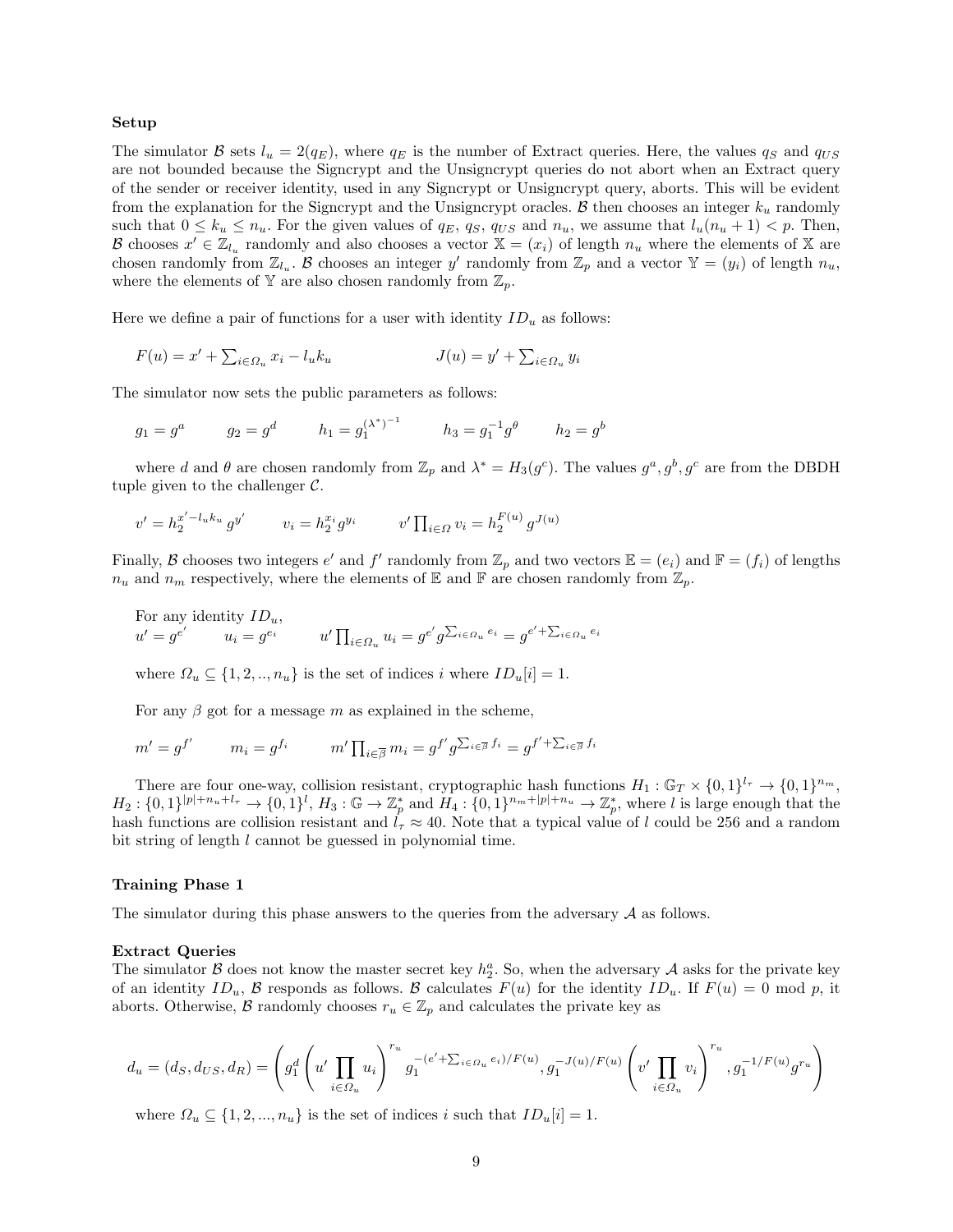**Setup**

The simulator $\mathcal{B}$ sets $l_u = 2(q_E)$, where $q_E$ is the number of Extract queries. Here, the values $q_S$ and $q_{US}$ are not bounded because the Signcrypt and the Unsigncrypt queries do not abort when an Extract query of the sender or receiver identity, used in any Signcrypt or Unsigncrypt query, aborts. This will be evident from the explanation for the Signcrypt and the Unsigncrypt oracles. $\mathcal{B}$ then chooses an integer $k_u$ randomly such that $0 \leq k_u \leq n_u$. For the given values of $q_E$, $q_S$, $q_{US}$ and $n_u$, we assume that $l_u(n_u + 1) < p$. Then, $\mathcal{B}$ chooses $x' \in \mathbb{Z}_{l_u}$ randomly and also chooses a vector $\mathbb{X} = (x_i)$ of length $n_u$ where the elements of $\mathbb{X}$ are chosen randomly from $\mathbb{Z}_{l_u}$. $\mathcal{B}$ chooses an integer $y'$ randomly from $\mathbb{Z}_p$ and a vector $\mathbb{Y} = (y_i)$ of length $n_u$, where the elements of $\mathbb{Y}$ are also chosen randomly from $\mathbb{Z}_p$.

Here we define a pair of functions for a user with identity $ID_u$ as follows:

$$F(u) = x' + \sum_{i \in \Omega_u} x_i - l_u k_u \qquad\qquad J(u) = y' + \sum_{i \in \Omega_u} y_i$$

The simulator now sets the public parameters as follows:

$$g_1 = g^a \qquad g_2 = g^d \qquad h_1 = g_1^{(\lambda^*)^{-1}} \qquad h_3 = g_1^{-1} g^{\theta} \qquad h_2 = g^b$$

where $d$ and $\theta$ are chosen randomly from $\mathbb{Z}_p$ and $\lambda^* = H_3(g^c)$. The values $g^a, g^b, g^c$ are from the DBDH tuple given to the challenger $\mathcal{C}$.

$$v' = h_2^{x' - l_u k_u} g^{y'} \qquad v_i = h_2^{x_i} g^{y_i} \qquad v' \prod_{i \in \Omega} v_i = h_2^{F(u)} g^{J(u)}$$

Finally, $\mathcal{B}$ chooses two integers $e'$ and $f'$ randomly from $\mathbb{Z}_p$ and two vectors $\mathbb{E} = (e_i)$ and $\mathbb{F} = (f_i)$ of lengths $n_u$ and $n_m$ respectively, where the elements of $\mathbb{E}$ and $\mathbb{F}$ are chosen randomly from $\mathbb{Z}_p$.

For any identity $ID_u$,
$u' = g^{e'} \qquad u_i = g^{e_i} \qquad u' \prod_{i \in \Omega_u} u_i = g^{e'} g^{\sum_{i \in \Omega_u} e_i} = g^{e' + \sum_{i \in \Omega_u} e_i}$

where $\Omega_u \subseteq \{1, 2, .., n_u\}$ is the set of indices $i$ where $ID_u[i] = 1$.

For any $\beta$ got for a message $m$ as explained in the scheme,

$$m' = g^{f'} \qquad m_i = g^{f_i} \qquad m' \prod_{i \in \overline{\beta}} m_i = g^{f'} g^{\sum_{i \in \overline{\beta}} f_i} = g^{f' + \sum_{i \in \overline{\beta}} f_i}$$

There are four one-way, collision resistant, cryptographic hash functions $H_1 : \mathbb{G}_T \times \{0,1\}^{l_\tau} \rightarrow \{0,1\}^{n_m}$, $H_2 : \{0,1\}^{|p|+n_u+l_\tau} \rightarrow \{0,1\}^l$, $H_3 : \mathbb{G} \rightarrow \mathbb{Z}_p^*$ and $H_4 : \{0,1\}^{n_m+|p|+n_u} \rightarrow \mathbb{Z}_p^*$, where $l$ is large enough that the hash functions are collision resistant and $l_\tau \approx 40$. Note that a typical value of $l$ could be 256 and a random bit string of length $l$ cannot be guessed in polynomial time.

**Training Phase 1**

The simulator during this phase answers to the queries from the adversary $\mathcal{A}$ as follows.

**Extract Queries**
The simulator $\mathcal{B}$ does not know the master secret key $h_2^a$. So, when the adversary $\mathcal{A}$ asks for the private key of an identity $ID_u$, $\mathcal{B}$ responds as follows. $\mathcal{B}$ calculates $F(u)$ for the identity $ID_u$. If $F(u) = 0 \bmod p$, it aborts. Otherwise, $\mathcal{B}$ randomly chooses $r_u \in \mathbb{Z}_p$ and calculates the private key as

$$d_u = (d_S, d_{US}, d_R) = \left( g_1^d \left( u' \prod_{i \in \Omega_u} u_i \right)^{r_u} g_1^{-(e' + \sum_{i \in \Omega_u} e_i)/F(u)}, g_1^{-J(u)/F(u)} \left( v' \prod_{i \in \Omega_u} v_i \right)^{r_u}, g_1^{-1/F(u)} g^{r_u} \right)$$

where $\Omega_u \subseteq \{1, 2, ..., n_u\}$ is the set of indices $i$ such that $ID_u[i] = 1$.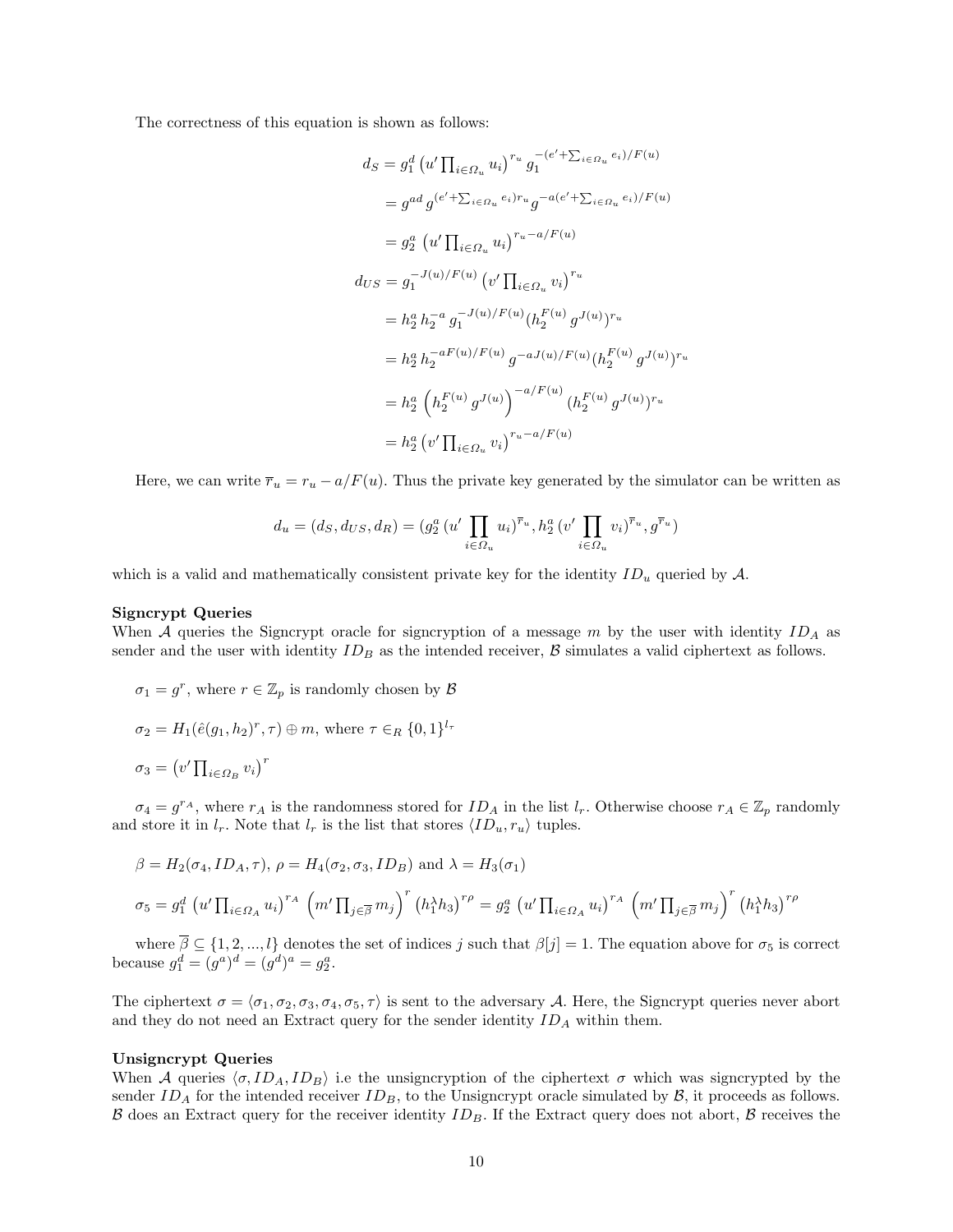The correctness of this equation is shown as follows:

$$
\begin{aligned}
d_S &= g_1^d \left(u' \prod_{i \in \Omega_u} u_i\right)^{r_u} g_1^{-(e' + \sum_{i \in \Omega_u} e_i)/F(u)} \\
&= g^{ad} g^{(e' + \sum_{i \in \Omega_u} e_i) r_u} g^{-a(e' + \sum_{i \in \Omega_u} e_i)/F(u)} \\
&= g_2^a \left(u' \prod_{i \in \Omega_u} u_i\right)^{r_u - a/F(u)} \\
d_{US} &= g_1^{-J(u)/F(u)} \left(v' \prod_{i \in \Omega_u} v_i\right)^{r_u} \\
&= h_2^a h_2^{-a} g_1^{-J(u)/F(u)} (h_2^{F(u)} g^{J(u)})^{r_u} \\
&= h_2^a h_2^{-aF(u)/F(u)} g^{-aJ(u)/F(u)} (h_2^{F(u)} g^{J(u)})^{r_u} \\
&= h_2^a \left(h_2^{F(u)} g^{J(u)}\right)^{-a/F(u)} (h_2^{F(u)} g^{J(u)})^{r_u} \\
&= h_2^a \left(v' \prod_{i \in \Omega_u} v_i\right)^{r_u - a/F(u)}
\end{aligned}
$$

Here, we can write $\overline{r}_u = r_u - a/F(u)$. Thus the private key generated by the simulator can be written as

$$
d_u = (d_S, d_{US}, d_R) = (g_2^a \, (u' \prod_{i \in \Omega_u} u_i)^{\overline{r}_u}, h_2^a \, (v' \prod_{i \in \Omega_u} v_i)^{\overline{r}_u}, g^{\overline{r}_u})
$$

which is a valid and mathematically consistent private key for the identity $ID_u$ queried by $\mathcal{A}$.

**Signcrypt Queries**

When $\mathcal{A}$ queries the Signcrypt oracle for signcryption of a message $m$ by the user with identity $ID_A$ as sender and the user with identity $ID_B$ as the intended receiver, $\mathcal{B}$ simulates a valid ciphertext as follows.

$\sigma_1 = g^r$, where $r \in \mathbb{Z}_p$ is randomly chosen by $\mathcal{B}$

$\sigma_2 = H_1(\hat{e}(g_1, h_2)^r, \tau) \oplus m$, where $\tau \in_R \{0,1\}^{l_\tau}$

$\sigma_3 = \left(v' \prod_{i \in \Omega_B} v_i\right)^r$

$\sigma_4 = g^{r_A}$, where $r_A$ is the randomness stored for $ID_A$ in the list $l_r$. Otherwise choose $r_A \in \mathbb{Z}_p$ randomly and store it in $l_r$. Note that $l_r$ is the list that stores $\langle ID_u, r_u \rangle$ tuples.

$\beta = H_2(\sigma_4, ID_A, \tau)$, $\rho = H_4(\sigma_2, \sigma_3, ID_B)$ and $\lambda = H_3(\sigma_1)$

$\sigma_5 = g_1^d \left(u' \prod_{i \in \Omega_A} u_i\right)^{r_A} \left(m' \prod_{j \in \overline{\beta}} m_j\right)^r \left(h_1^\lambda h_3\right)^{r\rho} = g_2^a \left(u' \prod_{i \in \Omega_A} u_i\right)^{r_A} \left(m' \prod_{j \in \overline{\beta}} m_j\right)^r \left(h_1^\lambda h_3\right)^{r\rho}$

where $\overline{\beta} \subseteq \{1, 2, ..., l\}$ denotes the set of indices $j$ such that $\beta[j] = 1$. The equation above for $\sigma_5$ is correct because $g_1^d = (g^a)^d = (g^d)^a = g_2^a$.

The ciphertext $\sigma = \langle \sigma_1, \sigma_2, \sigma_3, \sigma_4, \sigma_5, \tau \rangle$ is sent to the adversary $\mathcal{A}$. Here, the Signcrypt queries never abort and they do not need an Extract query for the sender identity $ID_A$ within them.

**Unsigncrypt Queries**

When $\mathcal{A}$ queries $\langle \sigma, ID_A, ID_B \rangle$ i.e the unsigncryption of the ciphertext $\sigma$ which was signcrypted by the sender $ID_A$ for the intended receiver $ID_B$, to the Unsigncrypt oracle simulated by $\mathcal{B}$, it proceeds as follows. $\mathcal{B}$ does an Extract query for the receiver identity $ID_B$. If the Extract query does not abort, $\mathcal{B}$ receives the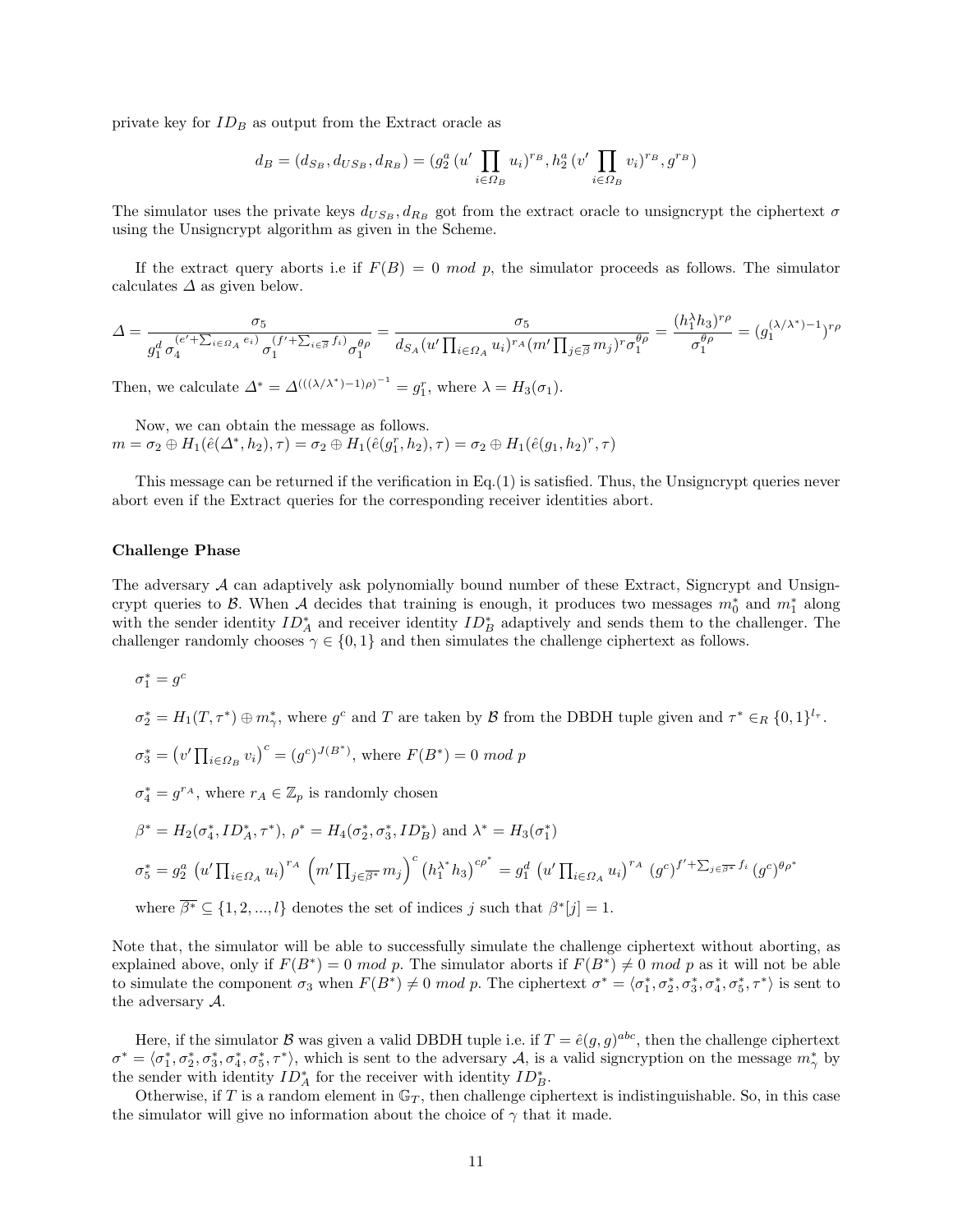private key for $ID_B$ as output from the Extract oracle as

$$d_B = (d_{S_B}, d_{US_B}, d_{R_B}) = (g_2^a\,(u' \prod_{i \in \Omega_B} u_i)^{r_B}, h_2^a\,(v' \prod_{i \in \Omega_B} v_i)^{r_B}, g^{r_B})$$

The simulator uses the private keys $d_{US_B}, d_{R_B}$ got from the extract oracle to unsigncrypt the ciphertext $\sigma$ using the Unsigncrypt algorithm as given in the Scheme.

If the extract query aborts i.e if $F(B) = 0 \ mod \ p$, the simulator proceeds as follows. The simulator calculates $\Delta$ as given below.

$$\Delta = \frac{\sigma_5}{g_1^d\,\sigma_4^{(e'+\sum_{i\in\Omega_A} e_i)}\,\sigma_1^{(f'+\sum_{i\in\overline{\beta}} f_i)}\,\sigma_1^{\theta\rho}} = \frac{\sigma_5}{d_{S_A}(u'\prod_{i\in\Omega_A} u_i)^{r_A}(m'\prod_{j\in\overline{\beta}} m_j)^{r}\sigma_1^{\theta\rho}} = \frac{(h_1^{\lambda} h_3)^{r\rho}}{\sigma_1^{\theta\rho}} = (g_1^{(\lambda/\lambda^*)-1})^{r\rho}$$

Then, we calculate $\Delta^* = \Delta^{(((\lambda/\lambda^*)-1)\rho)^{-1}} = g_1^r$, where $\lambda = H_3(\sigma_1)$.

Now, we can obtain the message as follows.
$m = \sigma_2 \oplus H_1(\hat{e}(\Delta^*, h_2), \tau) = \sigma_2 \oplus H_1(\hat{e}(g_1^r, h_2), \tau) = \sigma_2 \oplus H_1(\hat{e}(g_1, h_2)^r, \tau)$

This message can be returned if the verification in Eq.(1) is satisfied. Thus, the Unsigncrypt queries never abort even if the Extract queries for the corresponding receiver identities abort.

**Challenge Phase**

The adversary $\mathcal{A}$ can adaptively ask polynomially bound number of these Extract, Signcrypt and Unsigncrypt queries to $\mathcal{B}$. When $\mathcal{A}$ decides that training is enough, it produces two messages $m_0^*$ and $m_1^*$ along with the sender identity $ID_A^*$ and receiver identity $ID_B^*$ adaptively and sends them to the challenger. The challenger randomly chooses $\gamma \in \{0, 1\}$ and then simulates the challenge ciphertext as follows.

$\sigma_1^* = g^c$

$\sigma_2^* = H_1(T, \tau^*) \oplus m_\gamma^*$, where $g^c$ and $T$ are taken by $\mathcal{B}$ from the DBDH tuple given and $\tau^* \in_R \{0,1\}^{l_\tau}$.

$\sigma_3^* = \left(v' \prod_{i\in\Omega_B} v_i\right)^c = (g^c)^{J(B^*)}$, where $F(B^*) = 0 \ mod \ p$

$\sigma_4^* = g^{r_A}$, where $r_A \in \mathbb{Z}_p$ is randomly chosen

$\beta^* = H_2(\sigma_4^*, ID_A^*, \tau^*)$, $\rho^* = H_4(\sigma_2^*, \sigma_3^*, ID_B^*)$ and $\lambda^* = H_3(\sigma_1^*)$

$\sigma_5^* = g_2^a\,\left(u' \prod_{i\in\Omega_A} u_i\right)^{r_A}\,\left(m' \prod_{j\in\overline{\beta^*}} m_j\right)^c \left(h_1^{\lambda^*} h_3\right)^{c\rho^*} = g_1^d\,\left(u' \prod_{i\in\Omega_A} u_i\right)^{r_A}\,(g^c)^{f'+\sum_{j\in\overline{\beta^*}} f_i}\,(g^c)^{\theta\rho^*}$

where $\overline{\beta^*} \subseteq \{1, 2, ..., l\}$ denotes the set of indices $j$ such that $\beta^*[j] = 1$.

Note that, the simulator will be able to successfully simulate the challenge ciphertext without aborting, as explained above, only if $F(B^*) = 0 \ mod \ p$. The simulator aborts if $F(B^*) \neq 0 \ mod \ p$ as it will not be able to simulate the component $\sigma_3$ when $F(B^*) \neq 0 \ mod \ p$. The ciphertext $\sigma^* = \langle \sigma_1^*, \sigma_2^*, \sigma_3^*, \sigma_4^*, \sigma_5^*, \tau^* \rangle$ is sent to the adversary $\mathcal{A}$.

Here, if the simulator $\mathcal{B}$ was given a valid DBDH tuple i.e. if $T = \hat{e}(g, g)^{abc}$, then the challenge ciphertext $\sigma^* = \langle \sigma_1^*, \sigma_2^*, \sigma_3^*, \sigma_4^*, \sigma_5^*, \tau^* \rangle$, which is sent to the adversary $\mathcal{A}$, is a valid signcryption on the message $m_\gamma^*$ by the sender with identity $ID_A^*$ for the receiver with identity $ID_B^*$.

Otherwise, if $T$ is a random element in $\mathbb{G}_T$, then challenge ciphertext is indistinguishable. So, in this case the simulator will give no information about the choice of $\gamma$ that it made.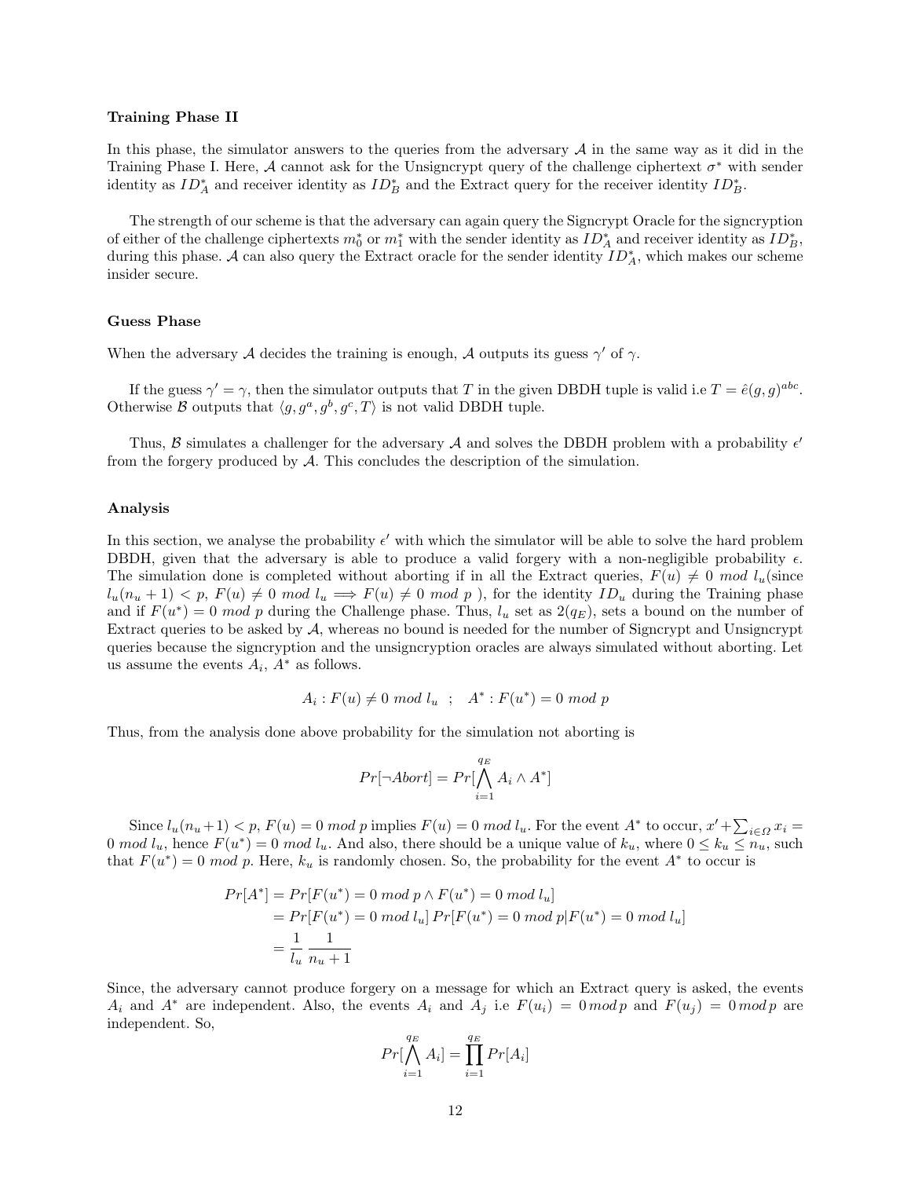**Training Phase II**

In this phase, the simulator answers to the queries from the adversary $\mathcal{A}$ in the same way as it did in the Training Phase I. Here, $\mathcal{A}$ cannot ask for the Unsigncrypt query of the challenge ciphertext $\sigma^*$ with sender identity as $ID_A^*$ and receiver identity as $ID_B^*$ and the Extract query for the receiver identity $ID_B^*$.

The strength of our scheme is that the adversary can again query the Signcrypt Oracle for the signcryption of either of the challenge ciphertexts $m_0^*$ or $m_1^*$ with the sender identity as $ID_A^*$ and receiver identity as $ID_B^*$, during this phase. $\mathcal{A}$ can also query the Extract oracle for the sender identity $ID_A^*$, which makes our scheme insider secure.

**Guess Phase**

When the adversary $\mathcal{A}$ decides the training is enough, $\mathcal{A}$ outputs its guess $\gamma'$ of $\gamma$.

If the guess $\gamma' = \gamma$, then the simulator outputs that $T$ in the given DBDH tuple is valid i.e $T = \hat{e}(g, g)^{abc}$. Otherwise $\mathcal{B}$ outputs that $\langle g, g^a, g^b, g^c, T\rangle$ is not valid DBDH tuple.

Thus, $\mathcal{B}$ simulates a challenger for the adversary $\mathcal{A}$ and solves the DBDH problem with a probability $\epsilon'$ from the forgery produced by $\mathcal{A}$. This concludes the description of the simulation.

**Analysis**

In this section, we analyse the probability $\epsilon'$ with which the simulator will be able to solve the hard problem DBDH, given that the adversary is able to produce a valid forgery with a non-negligible probability $\epsilon$. The simulation done is completed without aborting if in all the Extract queries, $F(u) \neq 0 \ mod \ l_u$(since $l_u(n_u + 1) < p$, $F(u) \neq 0 \ mod \ l_u \implies F(u) \neq 0 \ mod \ p$ ), for the identity $ID_u$ during the Training phase and if $F(u^*) = 0 \ mod \ p$ during the Challenge phase. Thus, $l_u$ set as $2(q_E)$, sets a bound on the number of Extract queries to be asked by $\mathcal{A}$, whereas no bound is needed for the number of Signcrypt and Unsigncrypt queries because the signcryption and the unsigncryption oracles are always simulated without aborting. Let us assume the events $A_i$, $A^*$ as follows.

$$A_i : F(u) \neq 0 \ mod \ l_u \quad ; \quad A^* : F(u^*) = 0 \ mod \ p$$

Thus, from the analysis done above probability for the simulation not aborting is

$$Pr[\neg Abort] = Pr[\bigwedge_{i=1}^{q_E} A_i \wedge A^*]$$

Since $l_u(n_u+1) < p$, $F(u) = 0 \ mod \ p$ implies $F(u) = 0 \ mod \ l_u$. For the event $A^*$ to occur, $x' + \sum_{i\in\Omega} x_i = 0 \ mod \ l_u$, hence $F(u^*) = 0 \ mod \ l_u$. And also, there should be a unique value of $k_u$, where $0 \leq k_u \leq n_u$, such that $F(u^*) = 0 \ mod \ p$. Here, $k_u$ is randomly chosen. So, the probability for the event $A^*$ to occur is

$$\begin{aligned}
Pr[A^*] &= Pr[F(u^*) = 0 \ mod \ p \wedge F(u^*) = 0 \ mod \ l_u] \\
&= Pr[F(u^*) = 0 \ mod \ l_u] \, Pr[F(u^*) = 0 \ mod \ p | F(u^*) = 0 \ mod \ l_u] \\
&= \frac{1}{l_u} \frac{1}{n_u + 1}
\end{aligned}$$

Since, the adversary cannot produce forgery on a message for which an Extract query is asked, the events $A_i$ and $A^*$ are independent. Also, the events $A_i$ and $A_j$ i.e $F(u_i) = 0 \, mod \, p$ and $F(u_j) = 0 \, mod \, p$ are independent. So,

$$Pr[\bigwedge_{i=1}^{q_E} A_i] = \prod_{i=1}^{q_E} Pr[A_i]$$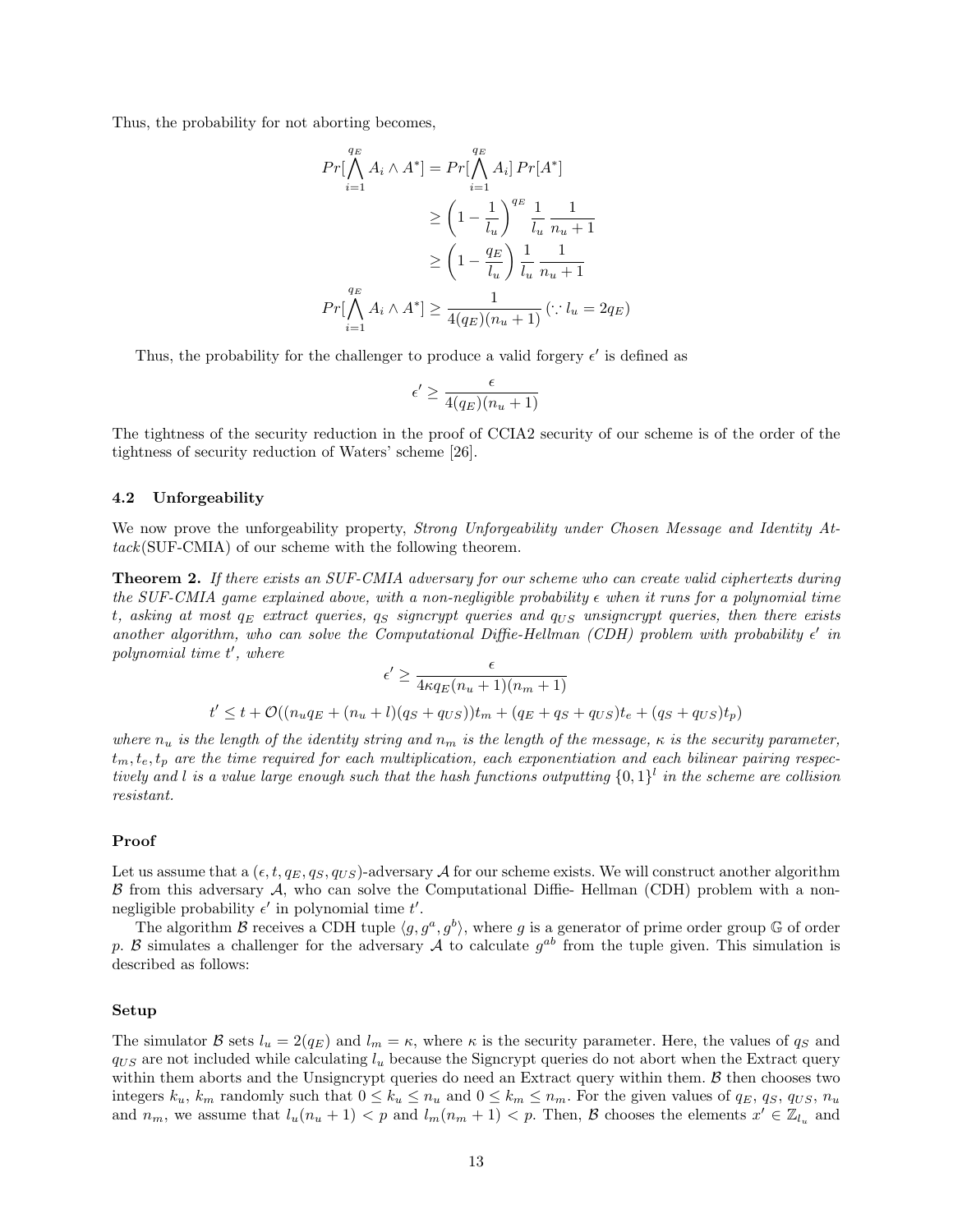Thus, the probability for not aborting becomes,

$$
\begin{aligned}
Pr[\bigwedge_{i=1}^{q_E} A_i \wedge A^*] &= Pr[\bigwedge_{i=1}^{q_E} A_i] \, Pr[A^*] \\
&\geq \left(1 - \frac{1}{l_u}\right)^{q_E} \frac{1}{l_u} \, \frac{1}{n_u + 1} \\
&\geq \left(1 - \frac{q_E}{l_u}\right) \frac{1}{l_u} \, \frac{1}{n_u + 1} \\
Pr[\bigwedge_{i=1}^{q_E} A_i \wedge A^*] &\geq \frac{1}{4(q_E)(n_u + 1)} \; (\because l_u = 2q_E)
\end{aligned}
$$

Thus, the probability for the challenger to produce a valid forgery $\epsilon'$ is defined as

$$
\epsilon' \geq \frac{\epsilon}{4(q_E)(n_u + 1)}
$$

The tightness of the security reduction in the proof of CCIA2 security of our scheme is of the order of the tightness of security reduction of Waters' scheme [26].

### 4.2 Unforgeability

We now prove the unforgeability property, *Strong Unforgeability under Chosen Message and Identity Attack*(SUF-CMIA) of our scheme with the following theorem.

**Theorem 2.** *If there exists an SUF-CMIA adversary for our scheme who can create valid ciphertexts during the SUF-CMIA game explained above, with a non-negligible probability $\epsilon$ when it runs for a polynomial time $t$, asking at most $q_E$ extract queries, $q_S$ signcrypt queries and $q_{US}$ unsigncrypt queries, then there exists another algorithm, who can solve the Computational Diffie-Hellman (CDH) problem with probability $\epsilon'$ in polynomial time $t'$, where*

$$
\epsilon' \geq \frac{\epsilon}{4\kappa q_E(n_u + 1)(n_m + 1)}
$$

$$
t' \leq t + \mathcal{O}((n_u q_E + (n_u + l)(q_S + q_{US}))t_m + (q_E + q_S + q_{US})t_e + (q_S + q_{US})t_p)
$$

*where $n_u$ is the length of the identity string and $n_m$ is the length of the message, $\kappa$ is the security parameter, $t_m, t_e, t_p$ are the time required for each multiplication, each exponentiation and each bilinear pairing respectively and $l$ is a value large enough such that the hash functions outputting $\{0,1\}^l$ in the scheme are collision resistant.*

#### Proof

Let us assume that a $(\epsilon, t, q_E, q_S, q_{US})$-adversary $\mathcal{A}$ for our scheme exists. We will construct another algorithm $\mathcal{B}$ from this adversary $\mathcal{A}$, who can solve the Computational Diffie- Hellman (CDH) problem with a non-negligible probability $\epsilon'$ in polynomial time $t'$.

The algorithm $\mathcal{B}$ receives a CDH tuple $\langle g, g^a, g^b \rangle$, where $g$ is a generator of prime order group $\mathbb{G}$ of order $p$. $\mathcal{B}$ simulates a challenger for the adversary $\mathcal{A}$ to calculate $g^{ab}$ from the tuple given. This simulation is described as follows:

#### Setup

The simulator $\mathcal{B}$ sets $l_u = 2(q_E)$ and $l_m = \kappa$, where $\kappa$ is the security parameter. Here, the values of $q_S$ and $q_{US}$ are not included while calculating $l_u$ because the Signcrypt queries do not abort when the Extract query within them aborts and the Unsigncrypt queries do need an Extract query within them. $\mathcal{B}$ then chooses two integers $k_u$, $k_m$ randomly such that $0 \leq k_u \leq n_u$ and $0 \leq k_m \leq n_m$. For the given values of $q_E$, $q_S$, $q_{US}$, $n_u$ and $n_m$, we assume that $l_u(n_u + 1) < p$ and $l_m(n_m + 1) < p$. Then, $\mathcal{B}$ chooses the elements $x' \in \mathbb{Z}_{l_u}$ and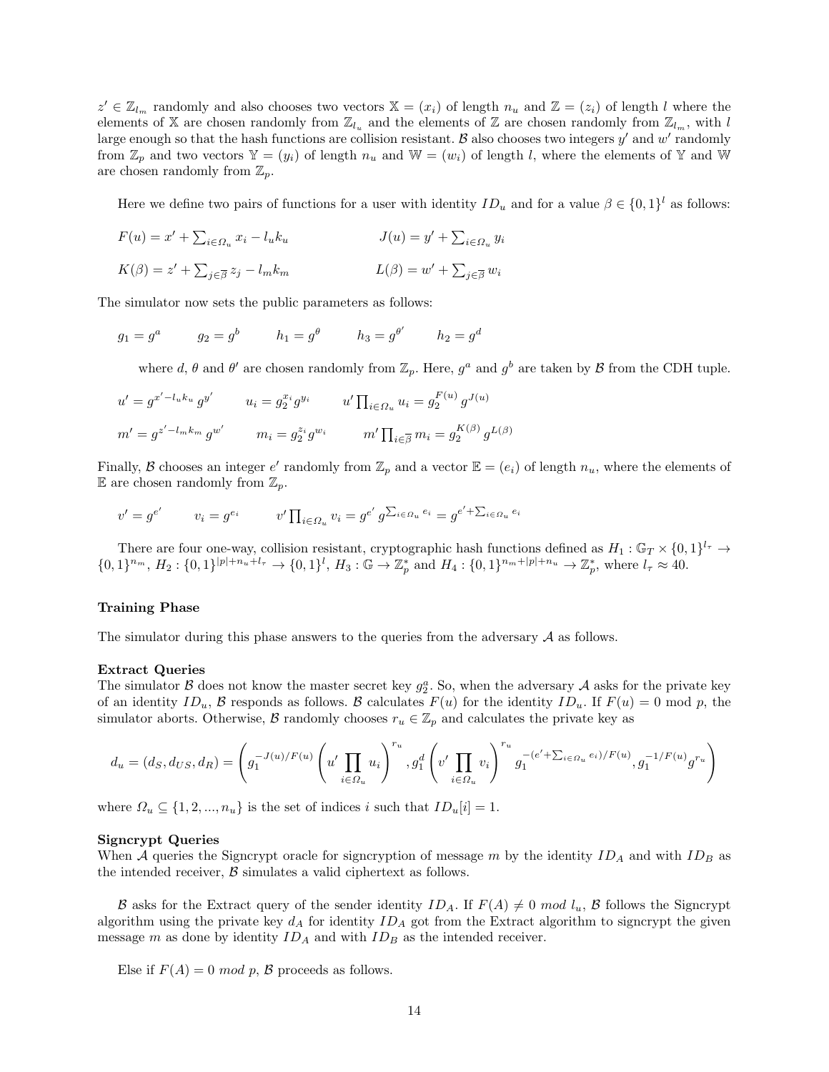$z' \in \mathbb{Z}_{l_m}$ randomly and also chooses two vectors $\mathbb{X} = (x_i)$ of length $n_u$ and $\mathbb{Z} = (z_i)$ of length $l$ where the elements of $\mathbb{X}$ are chosen randomly from $\mathbb{Z}_{l_u}$ and the elements of $\mathbb{Z}$ are chosen randomly from $\mathbb{Z}_{l_m}$, with $l$ large enough so that the hash functions are collision resistant. $\mathcal{B}$ also chooses two integers $y'$ and $w'$ randomly from $\mathbb{Z}_p$ and two vectors $\mathbb{Y} = (y_i)$ of length $n_u$ and $\mathbb{W} = (w_i)$ of length $l$, where the elements of $\mathbb{Y}$ and $\mathbb{W}$ are chosen randomly from $\mathbb{Z}_p$.

Here we define two pairs of functions for a user with identity $ID_u$ and for a value $\beta \in \{0,1\}^l$ as follows:

$$F(u) = x' + \sum_{i \in \Omega_u} x_i - l_u k_u \qquad J(u) = y' + \sum_{i \in \Omega_u} y_i$$

$$K(\beta) = z' + \sum_{j \in \overline{\beta}} z_j - l_m k_m \qquad L(\beta) = w' + \sum_{j \in \overline{\beta}} w_i$$

The simulator now sets the public parameters as follows:

$$g_1 = g^a \qquad g_2 = g^b \qquad h_1 = g^{\theta} \qquad h_3 = g^{\theta'} \qquad h_2 = g^d$$

where $d$, $\theta$ and $\theta'$ are chosen randomly from $\mathbb{Z}_p$. Here, $g^a$ and $g^b$ are taken by $\mathcal{B}$ from the CDH tuple.

$$u' = g^{x' - l_u k_u} g^{y'} \qquad u_i = g_2^{x_i} g^{y_i} \qquad u' \prod_{i \in \Omega_u} u_i = g_2^{F(u)} g^{J(u)}$$

$$m' = g^{z' - l_m k_m} g^{w'} \qquad m_i = g_2^{z_i} g^{w_i} \qquad m' \prod_{i \in \overline{\beta}} m_i = g_2^{K(\beta)} g^{L(\beta)}$$

Finally, $\mathcal{B}$ chooses an integer $e'$ randomly from $\mathbb{Z}_p$ and a vector $\mathbb{E} = (e_i)$ of length $n_u$, where the elements of $\mathbb{E}$ are chosen randomly from $\mathbb{Z}_p$.

$$v' = g^{e'} \qquad v_i = g^{e_i} \qquad v' \prod_{i \in \Omega_u} v_i = g^{e'} g^{\sum_{i \in \Omega_u} e_i} = g^{e' + \sum_{i \in \Omega_u} e_i}$$

There are four one-way, collision resistant, cryptographic hash functions defined as $H_1 : \mathbb{G}_T \times \{0,1\}^{l_\tau} \to \{0,1\}^{n_m}$, $H_2 : \{0,1\}^{|p| + n_u + l_\tau} \to \{0,1\}^l$, $H_3 : \mathbb{G} \to \mathbb{Z}_p^*$ and $H_4 : \{0,1\}^{n_m + |p| + n_u} \to \mathbb{Z}_p^*$, where $l_\tau \approx 40$.

**Training Phase**

The simulator during this phase answers to the queries from the adversary $\mathcal{A}$ as follows.

**Extract Queries**

The simulator $\mathcal{B}$ does not know the master secret key $g_2^a$. So, when the adversary $\mathcal{A}$ asks for the private key of an identity $ID_u$, $\mathcal{B}$ responds as follows. $\mathcal{B}$ calculates $F(u)$ for the identity $ID_u$. If $F(u) = 0 \bmod p$, the simulator aborts. Otherwise, $\mathcal{B}$ randomly chooses $r_u \in \mathbb{Z}_p$ and calculates the private key as

$$d_u = (d_S, d_{US}, d_R) = \left( g_1^{-J(u)/F(u)} \left( u' \prod_{i \in \Omega_u} u_i \right)^{r_u}, g_1^d \left( v' \prod_{i \in \Omega_u} v_i \right)^{r_u} g_1^{-(e' + \sum_{i \in \Omega_u} e_i)/F(u)}, g_1^{-1/F(u)} g^{r_u} \right)$$

where $\Omega_u \subseteq \{1, 2, ..., n_u\}$ is the set of indices $i$ such that $ID_u[i] = 1$.

**Signcrypt Queries**

When $\mathcal{A}$ queries the Signcrypt oracle for signcryption of message $m$ by the identity $ID_A$ and with $ID_B$ as the intended receiver, $\mathcal{B}$ simulates a valid ciphertext as follows.

$\mathcal{B}$ asks for the Extract query of the sender identity $ID_A$. If $F(A) \neq 0 \ mod \ l_u$, $\mathcal{B}$ follows the Signcrypt algorithm using the private key $d_A$ for identity $ID_A$ got from the Extract algorithm to signcrypt the given message $m$ as done by identity $ID_A$ and with $ID_B$ as the intended receiver.

Else if $F(A) = 0 \ mod \ p$, $\mathcal{B}$ proceeds as follows.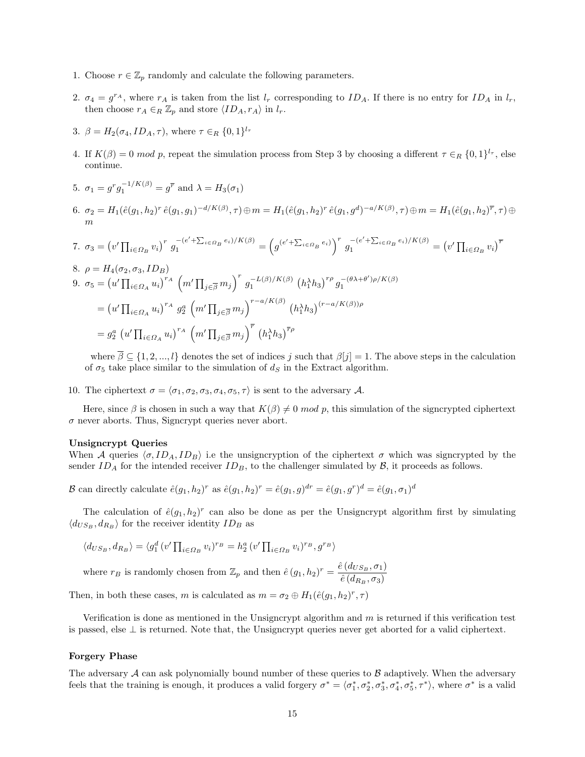1. Choose $r \in \mathbb{Z}_p$ randomly and calculate the following parameters.

2. $\sigma_4 = g^{r_A}$, where $r_A$ is taken from the list $l_r$ corresponding to $ID_A$. If there is no entry for $ID_A$ in $l_r$, then choose $r_A \in_R \mathbb{Z}_p$ and store $\langle ID_A, r_A \rangle$ in $l_r$.

3. $\beta = H_2(\sigma_4, ID_A, \tau)$, where $\tau \in_R \{0,1\}^{l_\tau}$

4. If $K(\beta) = 0 \ mod \ p$, repeat the simulation process from Step 3 by choosing a different $\tau \in_R \{0,1\}^{l_\tau}$, else continue.

5. $\sigma_1 = g^r g_1^{-1/K(\beta)} = g^{\overline{r}}$ and $\lambda = H_3(\sigma_1)$

6. $\sigma_2 = H_1(\hat{e}(g_1, h_2)^r \, \hat{e}(g_1, g_1)^{-d/K(\beta)}, \tau) \oplus m = H_1(\hat{e}(g_1, h_2)^r \, \hat{e}(g_1, g^d)^{-a/K(\beta)}, \tau) \oplus m = H_1(\hat{e}(g_1, h_2)^{\overline{r}}, \tau) \oplus m$

7. $\sigma_3 = \left(v' \prod_{i \in \Omega_B} v_i\right)^r g_1^{-(e' + \sum_{i \in \Omega_B} e_i)/K(\beta)} = \left(g^{(e' + \sum_{i \in \Omega_B} e_i)}\right)^r g_1^{-(e' + \sum_{i \in \Omega_B} e_i)/K(\beta)} = \left(v' \prod_{i \in \Omega_B} v_i\right)^{\overline{r}}$

8. $\rho = H_4(\sigma_2, \sigma_3, ID_B)$

9. $\sigma_5 = \left(u' \prod_{i \in \Omega_A} u_i\right)^{r_A} \left(m' \prod_{j \in \overline{\beta}} m_j\right)^r g_1^{-L(\beta)/K(\beta)} \left(h_1^\lambda h_3\right)^{r\rho} g_1^{-(\theta\lambda + \theta')\rho/K(\beta)}$

   $= \left(u' \prod_{i \in \Omega_A} u_i\right)^{r_A} g_2^a \left(m' \prod_{j \in \overline{\beta}} m_j\right)^{r - a/K(\beta)} \left(h_1^\lambda h_3\right)^{(r - a/K(\beta))\rho}$

   $= g_2^a \left(u' \prod_{i \in \Omega_A} u_i\right)^{r_A} \left(m' \prod_{j \in \overline{\beta}} m_j\right)^{\overline{r}} \left(h_1^\lambda h_3\right)^{\overline{r}\rho}$

   where $\overline{\beta} \subseteq \{1, 2, ..., l\}$ denotes the set of indices $j$ such that $\beta[j] = 1$. The above steps in the calculation of $\sigma_5$ take place similar to the simulation of $d_S$ in the Extract algorithm.

10. The ciphertext $\sigma = \langle \sigma_1, \sigma_2, \sigma_3, \sigma_4, \sigma_5, \tau \rangle$ is sent to the adversary $\mathcal{A}$.

Here, since $\beta$ is chosen in such a way that $K(\beta) \neq 0 \ mod \ p$, this simulation of the signcrypted ciphertext $\sigma$ never aborts. Thus, Signcrypt queries never abort.

**Unsigncrypt Queries**

When $\mathcal{A}$ queries $\langle \sigma, ID_A, ID_B \rangle$ i.e the unsigncryption of the ciphertext $\sigma$ which was signcrypted by the sender $ID_A$ for the intended receiver $ID_B$, to the challenger simulated by $\mathcal{B}$, it proceeds as follows.

$\mathcal{B}$ can directly calculate $\hat{e}(g_1, h_2)^r$ as $\hat{e}(g_1, h_2)^r = \hat{e}(g_1, g)^{dr} = \hat{e}(g_1, g^r)^d = \hat{e}(g_1, \sigma_1)^d$

The calculation of $\hat{e}(g_1, h_2)^r$ can also be done as per the Unsigncrypt algorithm first by simulating $\langle d_{US_B}, d_{R_B} \rangle$ for the receiver identity $ID_B$ as

$\langle d_{US_B}, d_{R_B} \rangle = \langle g_1^d \left(v' \prod_{i \in \Omega_B} v_i\right)^{r_B} = h_2^a \left(v' \prod_{i \in \Omega_B} v_i\right)^{r_B}, g^{r_B} \rangle$

where $r_B$ is randomly chosen from $\mathbb{Z}_p$ and then $\hat{e}\,(g_1, h_2)^r = \dfrac{\hat{e}\,(d_{US_B}, \sigma_1)}{\hat{e}\,(d_{R_B}, \sigma_3)}$

Then, in both these cases, $m$ is calculated as $m = \sigma_2 \oplus H_1(\hat{e}(g_1, h_2)^r, \tau)$

Verification is done as mentioned in the Unsigncrypt algorithm and $m$ is returned if this verification test is passed, else $\perp$ is returned. Note that, the Unsigncrypt queries never get aborted for a valid ciphertext.

**Forgery Phase**

The adversary $\mathcal{A}$ can ask polynomially bound number of these queries to $\mathcal{B}$ adaptively. When the adversary feels that the training is enough, it produces a valid forgery $\sigma^* = \langle \sigma_1^*, \sigma_2^*, \sigma_3^*, \sigma_4^*, \sigma_5^*, \tau^* \rangle$, where $\sigma^*$ is a valid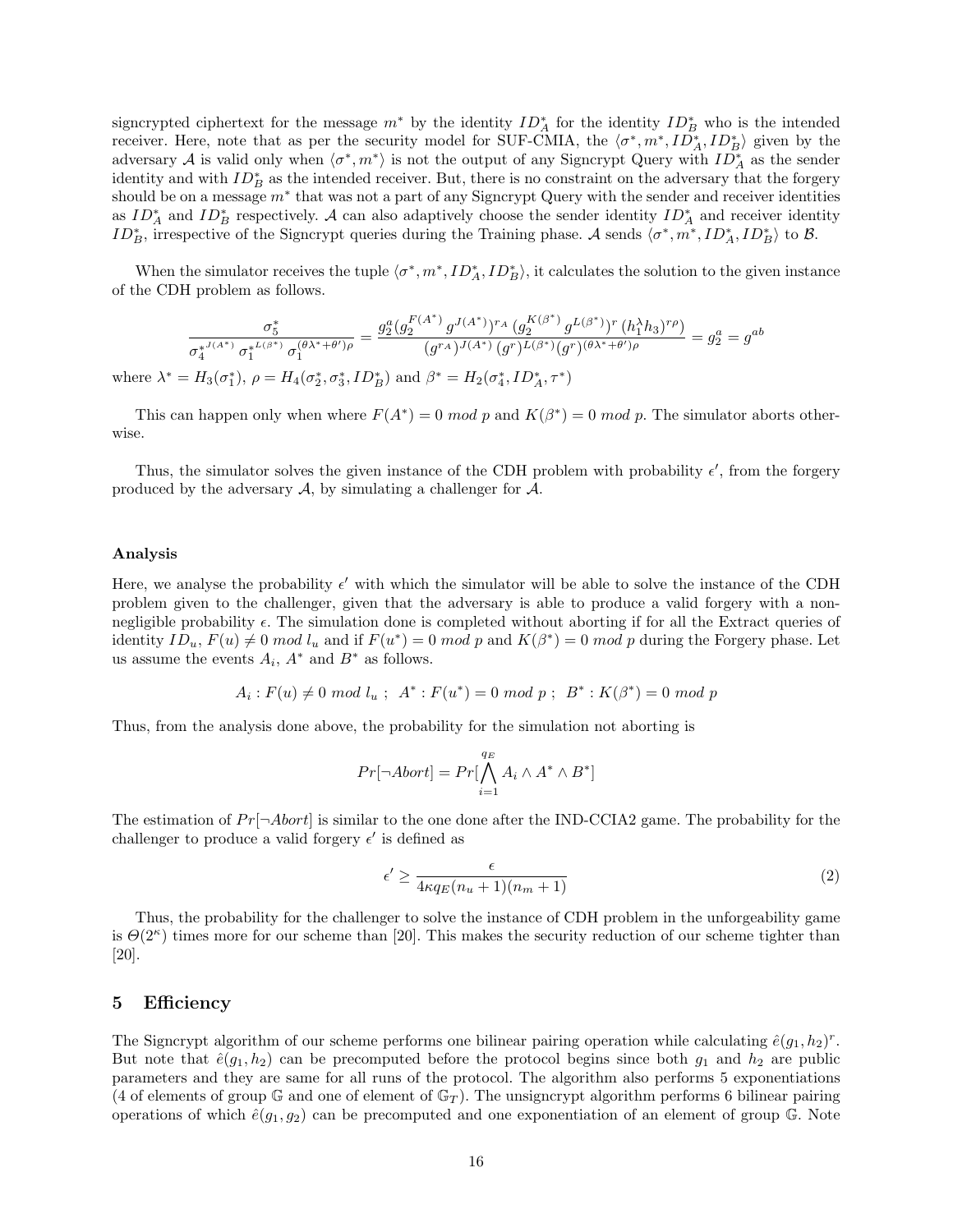signcrypted ciphertext for the message $m^*$ by the identity $ID^*_A$ for the identity $ID^*_B$ who is the intended receiver. Here, note that as per the security model for SUF-CMIA, the $\langle \sigma^*, m^*, ID^*_A, ID^*_B \rangle$ given by the adversary $\mathcal{A}$ is valid only when $\langle \sigma^*, m^* \rangle$ is not the output of any Signcrypt Query with $ID^*_A$ as the sender identity and with $ID^*_B$ as the intended receiver. But, there is no constraint on the adversary that the forgery should be on a message $m^*$ that was not a part of any Signcrypt Query with the sender and receiver identities as $ID^*_A$ and $ID^*_B$ respectively. $\mathcal{A}$ can also adaptively choose the sender identity $ID^*_A$ and receiver identity $ID^*_B$, irrespective of the Signcrypt queries during the Training phase. $\mathcal{A}$ sends $\langle \sigma^*, m^*, ID^*_A, ID^*_B \rangle$ to $\mathcal{B}$.

When the simulator receives the tuple $\langle \sigma^*, m^*, ID^*_A, ID^*_B \rangle$, it calculates the solution to the given instance of the CDH problem as follows.

$$\frac{\sigma^*_5}{\sigma_4^{*J(A^*)}\, \sigma_1^{*L(\beta^*)}\, \sigma_1^{(\theta\lambda^*+\theta')\rho}} = \frac{g_2^a (g_2^{F(A^*)}\, g^{J(A^*)})^{r_A}\, (g_2^{K(\beta^*)}\, g^{L(\beta^*)})^r\, (h_1^\lambda h_3)^{r\rho})}{(g^{r_A})^{J(A^*)}\, (g^r)^{L(\beta^*)} (g^r)^{(\theta\lambda^*+\theta')\rho}} = g_2^a = g^{ab}$$

where $\lambda^* = H_3(\sigma^*_1)$, $\rho = H_4(\sigma^*_2, \sigma^*_3, ID^*_B)$ and $\beta^* = H_2(\sigma^*_4, ID^*_A, \tau^*)$

This can happen only when where $F(A^*) = 0 \ mod \ p$ and $K(\beta^*) = 0 \ mod \ p$. The simulator aborts otherwise.

Thus, the simulator solves the given instance of the CDH problem with probability $\epsilon'$, from the forgery produced by the adversary $\mathcal{A}$, by simulating a challenger for $\mathcal{A}$.

**Analysis**

Here, we analyse the probability $\epsilon'$ with which the simulator will be able to solve the instance of the CDH problem given to the challenger, given that the adversary is able to produce a valid forgery with a non-negligible probability $\epsilon$. The simulation done is completed without aborting if for all the Extract queries of identity $ID_u$, $F(u) \neq 0 \ mod \ l_u$ and if $F(u^*) = 0 \ mod \ p$ and $K(\beta^*) = 0 \ mod \ p$ during the Forgery phase. Let us assume the events $A_i$, $A^*$ and $B^*$ as follows.

$$A_i : F(u) \neq 0 \ mod \ l_u \ ; \ \ A^* : F(u^*) = 0 \ mod \ p \ ; \ \ B^* : K(\beta^*) = 0 \ mod \ p$$

Thus, from the analysis done above, the probability for the simulation not aborting is

$$Pr[\neg Abort] = Pr[\bigwedge_{i=1}^{q_E} A_i \wedge A^* \wedge B^*]$$

The estimation of $Pr[\neg Abort]$ is similar to the one done after the IND-CCIA2 game. The probability for the challenger to produce a valid forgery $\epsilon'$ is defined as

$$\epsilon' \geq \frac{\epsilon}{4\kappa q_E (n_u + 1)(n_m + 1)} \tag{2}$$

Thus, the probability for the challenger to solve the instance of CDH problem in the unforgeability game is $\Theta(2^\kappa)$ times more for our scheme than [20]. This makes the security reduction of our scheme tighter than [20].

## 5 Efficiency

The Signcrypt algorithm of our scheme performs one bilinear pairing operation while calculating $\hat{e}(g_1, h_2)^r$. But note that $\hat{e}(g_1, h_2)$ can be precomputed before the protocol begins since both $g_1$ and $h_2$ are public parameters and they are same for all runs of the protocol. The algorithm also performs 5 exponentiations (4 of elements of group $\mathbb{G}$ and one of element of $\mathbb{G}_T$). The unsigncrypt algorithm performs 6 bilinear pairing operations of which $\hat{e}(g_1, g_2)$ can be precomputed and one exponentiation of an element of group $\mathbb{G}$. Note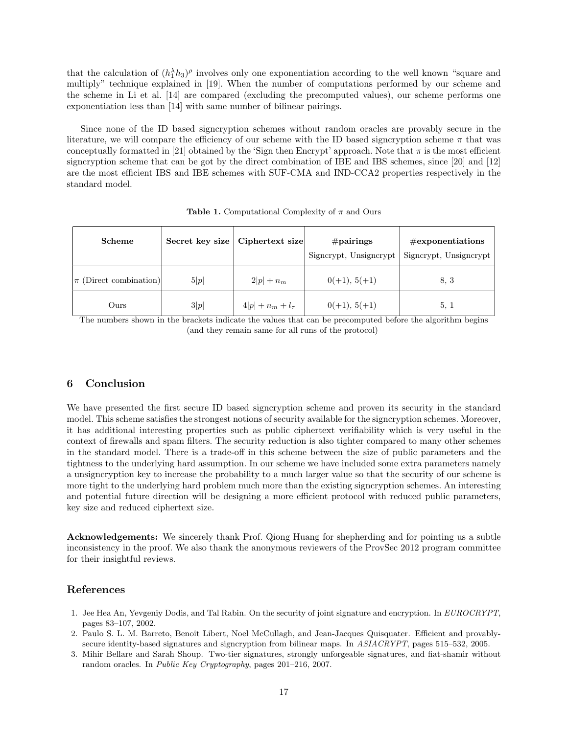that the calculation of $(h_1^\lambda h_3)^\rho$ involves only one exponentiation according to the well known "square and multiply" technique explained in [19]. When the number of computations performed by our scheme and the scheme in Li et al. [14] are compared (excluding the precomputed values), our scheme performs one exponentiation less than [14] with same number of bilinear pairings.

Since none of the ID based signcryption schemes without random oracles are provably secure in the literature, we will compare the efficiency of our scheme with the ID based signcryption scheme $\pi$ that was conceptually formatted in [21] obtained by the 'Sign then Encrypt' approach. Note that $\pi$ is the most efficient signcryption scheme that can be got by the direct combination of IBE and IBS schemes, since [20] and [12] are the most efficient IBS and IBE schemes with SUF-CMA and IND-CCA2 properties respectively in the standard model.

**Table 1.** Computational Complexity of $\pi$ and Ours

| **Scheme** | **Secret key size** | **Ciphertext size** | **#pairings** Signcrypt, Unsigncrypt | **#exponentiations** Signcrypt, Unsigncrypt |
|---|---|---|---|---|
| $\pi$ (Direct combination) | $5\|p\|$ | $2\|p\| + n_m$ | 0(+1), 5(+1) | 8, 3 |
| Ours | $3\|p\|$ | $4\|p\| + n_m + l_\tau$ | 0(+1), 5(+1) | 5, 1 |

The numbers shown in the brackets indicate the values that can be precomputed before the algorithm begins (and they remain same for all runs of the protocol)

## 6 Conclusion

We have presented the first secure ID based signcryption scheme and proven its security in the standard model. This scheme satisfies the strongest notions of security available for the signcryption schemes. Moreover, it has additional interesting properties such as public ciphertext verifiability which is very useful in the context of firewalls and spam filters. The security reduction is also tighter compared to many other schemes in the standard model. There is a trade-off in this scheme between the size of public parameters and the tightness to the underlying hard assumption. In our scheme we have included some extra parameters namely a unsigncryption key to increase the probability to a much larger value so that the security of our scheme is more tight to the underlying hard problem much more than the existing signcryption schemes. An interesting and potential future direction will be designing a more efficient protocol with reduced public parameters, key size and reduced ciphertext size.

**Acknowledgements:** We sincerely thank Prof. Qiong Huang for shepherding and for pointing us a subtle inconsistency in the proof. We also thank the anonymous reviewers of the ProvSec 2012 program committee for their insightful reviews.

## References

1. Jee Hea An, Yevgeniy Dodis, and Tal Rabin. On the security of joint signature and encryption. In *EUROCRYPT*, pages 83–107, 2002.
2. Paulo S. L. M. Barreto, Benoît Libert, Noel McCullagh, and Jean-Jacques Quisquater. Efficient and provably-secure identity-based signatures and signcryption from bilinear maps. In *ASIACRYPT*, pages 515–532, 2005.
3. Mihir Bellare and Sarah Shoup. Two-tier signatures, strongly unforgeable signatures, and fiat-shamir without random oracles. In *Public Key Cryptography*, pages 201–216, 2007.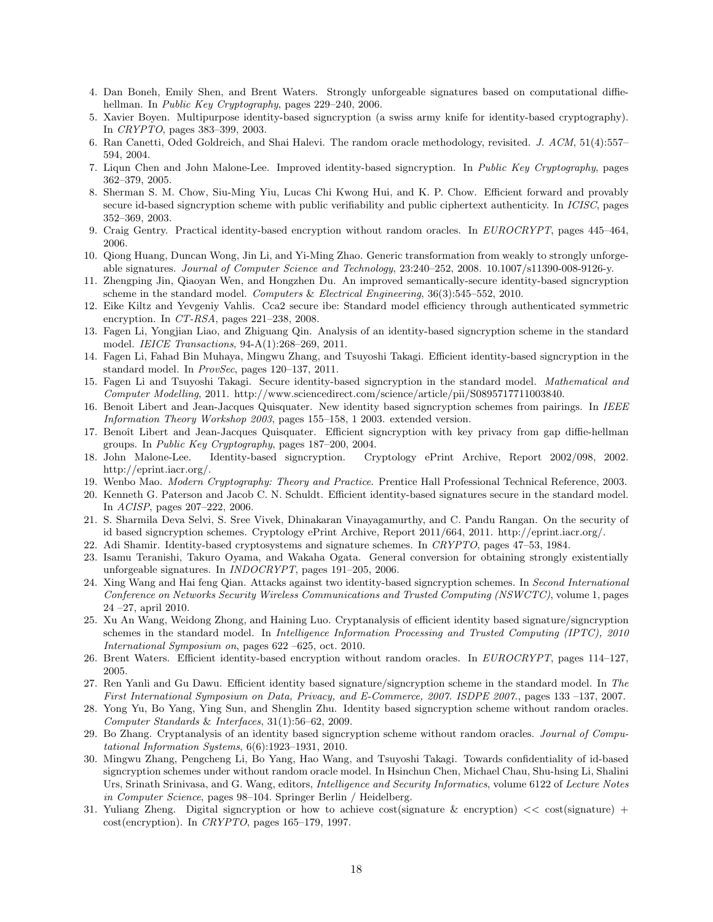4. Dan Boneh, Emily Shen, and Brent Waters. Strongly unforgeable signatures based on computational diffie-hellman. In *Public Key Cryptography*, pages 229–240, 2006.
5. Xavier Boyen. Multipurpose identity-based signcryption (a swiss army knife for identity-based cryptography). In *CRYPTO*, pages 383–399, 2003.
6. Ran Canetti, Oded Goldreich, and Shai Halevi. The random oracle methodology, revisited. *J. ACM*, 51(4):557–594, 2004.
7. Liqun Chen and John Malone-Lee. Improved identity-based signcryption. In *Public Key Cryptography*, pages 362–379, 2005.
8. Sherman S. M. Chow, Siu-Ming Yiu, Lucas Chi Kwong Hui, and K. P. Chow. Efficient forward and provably secure id-based signcryption scheme with public verifiability and public ciphertext authenticity. In *ICISC*, pages 352–369, 2003.
9. Craig Gentry. Practical identity-based encryption without random oracles. In *EUROCRYPT*, pages 445–464, 2006.
10. Qiong Huang, Duncan Wong, Jin Li, and Yi-Ming Zhao. Generic transformation from weakly to strongly unforgeable signatures. *Journal of Computer Science and Technology*, 23:240–252, 2008. 10.1007/s11390-008-9126-y.
11. Zhengping Jin, Qiaoyan Wen, and Hongzhen Du. An improved semantically-secure identity-based signcryption scheme in the standard model. *Computers & Electrical Engineering*, 36(3):545–552, 2010.
12. Eike Kiltz and Yevgeniy Vahlis. Cca2 secure ibe: Standard model efficiency through authenticated symmetric encryption. In *CT-RSA*, pages 221–238, 2008.
13. Fagen Li, Yongjian Liao, and Zhiguang Qin. Analysis of an identity-based signcryption scheme in the standard model. *IEICE Transactions*, 94-A(1):268–269, 2011.
14. Fagen Li, Fahad Bin Muhaya, Mingwu Zhang, and Tsuyoshi Takagi. Efficient identity-based signcryption in the standard model. In *ProvSec*, pages 120–137, 2011.
15. Fagen Li and Tsuyoshi Takagi. Secure identity-based signcryption in the standard model. *Mathematical and Computer Modelling*, 2011. http://www.sciencedirect.com/science/article/pii/S0895717711003840.
16. Benoit Libert and Jean-Jacques Quisquater. New identity based signcryption schemes from pairings. In *IEEE Information Theory Workshop 2003*, pages 155–158, 1 2003. extended version.
17. Benoît Libert and Jean-Jacques Quisquater. Efficient signcryption with key privacy from gap diffie-hellman groups. In *Public Key Cryptography*, pages 187–200, 2004.
18. John Malone-Lee. Identity-based signcryption. Cryptology ePrint Archive, Report 2002/098, 2002. http://eprint.iacr.org/.
19. Wenbo Mao. *Modern Cryptography: Theory and Practice*. Prentice Hall Professional Technical Reference, 2003.
20. Kenneth G. Paterson and Jacob C. N. Schuldt. Efficient identity-based signatures secure in the standard model. In *ACISP*, pages 207–222, 2006.
21. S. Sharmila Deva Selvi, S. Sree Vivek, Dhinakaran Vinayagamurthy, and C. Pandu Rangan. On the security of id based signcryption schemes. Cryptology ePrint Archive, Report 2011/664, 2011. http://eprint.iacr.org/.
22. Adi Shamir. Identity-based cryptosystems and signature schemes. In *CRYPTO*, pages 47–53, 1984.
23. Isamu Teranishi, Takuro Oyama, and Wakaha Ogata. General conversion for obtaining strongly existentially unforgeable signatures. In *INDOCRYPT*, pages 191–205, 2006.
24. Xing Wang and Hai feng Qian. Attacks against two identity-based signcryption schemes. In *Second International Conference on Networks Security Wireless Communications and Trusted Computing (NSWCTC)*, volume 1, pages 24 –27, april 2010.
25. Xu An Wang, Weidong Zhong, and Haining Luo. Cryptanalysis of efficient identity based signature/signcryption schemes in the standard model. In *Intelligence Information Processing and Trusted Computing (IPTC), 2010 International Symposium on*, pages 622 –625, oct. 2010.
26. Brent Waters. Efficient identity-based encryption without random oracles. In *EUROCRYPT*, pages 114–127, 2005.
27. Ren Yanli and Gu Dawu. Efficient identity based signature/signcryption scheme in the standard model. In *The First International Symposium on Data, Privacy, and E-Commerce, 2007. ISDPE 2007.*, pages 133 –137, 2007.
28. Yong Yu, Bo Yang, Ying Sun, and Shenglin Zhu. Identity based signcryption scheme without random oracles. *Computer Standards & Interfaces*, 31(1):56–62, 2009.
29. Bo Zhang. Cryptanalysis of an identity based signcryption scheme without random oracles. *Journal of Computational Information Systems*, 6(6):1923–1931, 2010.
30. Mingwu Zhang, Pengcheng Li, Bo Yang, Hao Wang, and Tsuyoshi Takagi. Towards confidentiality of id-based signcryption schemes under without random oracle model. In Hsinchun Chen, Michael Chau, Shu-hsing Li, Shalini Urs, Srinath Srinivasa, and G. Wang, editors, *Intelligence and Security Informatics*, volume 6122 of *Lecture Notes in Computer Science*, pages 98–104. Springer Berlin / Heidelberg.
31. Yuliang Zheng. Digital signcryption or how to achieve cost(signature & encryption) << cost(signature) + cost(encryption). In *CRYPTO*, pages 165–179, 1997.